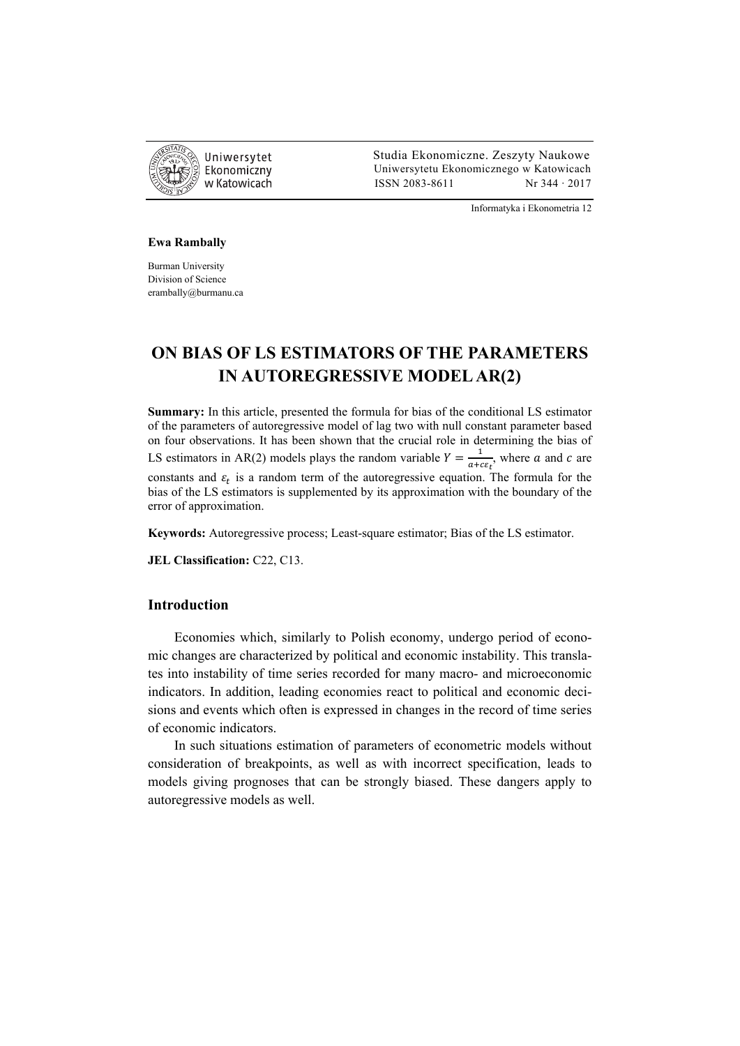Informatyka i Ekonometria 12

**Ewa Rambally**

Burman University
Division of Science
erambally@burmanu.ca

# ON BIAS OF LS ESTIMATORS OF THE PARAMETERS IN AUTOREGRESSIVE MODEL AR(2)

**Summary:** In this article, presented the formula for bias of the conditional LS estimator of the parameters of autoregressive model of lag two with null constant parameter based on four observations. It has been shown that the crucial role in determining the bias of LS estimators in AR(2) models plays the random variable $Y = \frac{1}{a+c\varepsilon_t}$, where $a$ and $c$ are constants and $\varepsilon_t$ is a random term of the autoregressive equation. The formula for the bias of the LS estimators is supplemented by its approximation with the boundary of the error of approximation.

**Keywords:** Autoregressive process; Least-square estimator; Bias of the LS estimator.

**JEL Classification:** C22, C13.

## Introduction

Economies which, similarly to Polish economy, undergo period of economic changes are characterized by political and economic instability. This translates into instability of time series recorded for many macro- and microeconomic indicators. In addition, leading economies react to political and economic decisions and events which often is expressed in changes in the record of time series of economic indicators.

In such situations estimation of parameters of econometric models without consideration of breakpoints, as well as with incorrect specification, leads to models giving prognoses that can be strongly biased. These dangers apply to autoregressive models as well.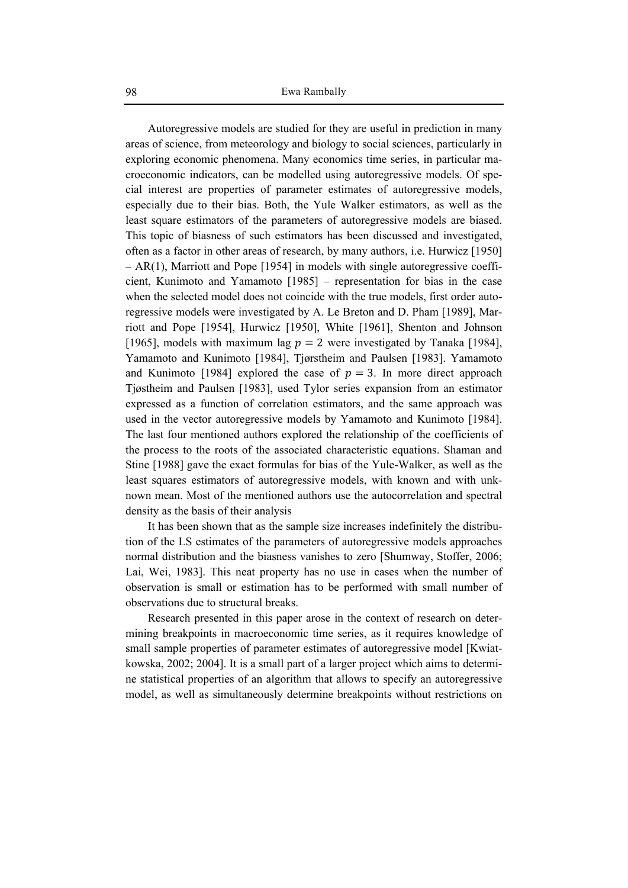Autoregressive models are studied for they are useful in prediction in many areas of science, from meteorology and biology to social sciences, particularly in exploring economic phenomena. Many economics time series, in particular macroeconomic indicators, can be modelled using autoregressive models. Of special interest are properties of parameter estimates of autoregressive models, especially due to their bias. Both, the Yule Walker estimators, as well as the least square estimators of the parameters of autoregressive models are biased. This topic of biasness of such estimators has been discussed and investigated, often as a factor in other areas of research, by many authors, i.e. Hurwicz [1950] – AR(1), Marriott and Pope [1954] in models with single autoregressive coefficient, Kunimoto and Yamamoto [1985] – representation for bias in the case when the selected model does not coincide with the true models, first order autoregressive models were investigated by A. Le Breton and D. Pham [1989], Marriott and Pope [1954], Hurwicz [1950], White [1961], Shenton and Johnson [1965], models with maximum lag $p = 2$ were investigated by Tanaka [1984], Yamamoto and Kunimoto [1984], Tjørstheim and Paulsen [1983]. Yamamoto and Kunimoto [1984] explored the case of $p = 3$. In more direct approach Tjøstheim and Paulsen [1983], used Tylor series expansion from an estimator expressed as a function of correlation estimators, and the same approach was used in the vector autoregressive models by Yamamoto and Kunimoto [1984]. The last four mentioned authors explored the relationship of the coefficients of the process to the roots of the associated characteristic equations. Shaman and Stine [1988] gave the exact formulas for bias of the Yule-Walker, as well as the least squares estimators of autoregressive models, with known and with unknown mean. Most of the mentioned authors use the autocorrelation and spectral density as the basis of their analysis

It has been shown that as the sample size increases indefinitely the distribution of the LS estimates of the parameters of autoregressive models approaches normal distribution and the biasness vanishes to zero [Shumway, Stoffer, 2006; Lai, Wei, 1983]. This neat property has no use in cases when the number of observation is small or estimation has to be performed with small number of observations due to structural breaks.

Research presented in this paper arose in the context of research on determining breakpoints in macroeconomic time series, as it requires knowledge of small sample properties of parameter estimates of autoregressive model [Kwiatkowska, 2002; 2004]. It is a small part of a larger project which aims to determine statistical properties of an algorithm that allows to specify an autoregressive model, as well as simultaneously determine breakpoints without restrictions on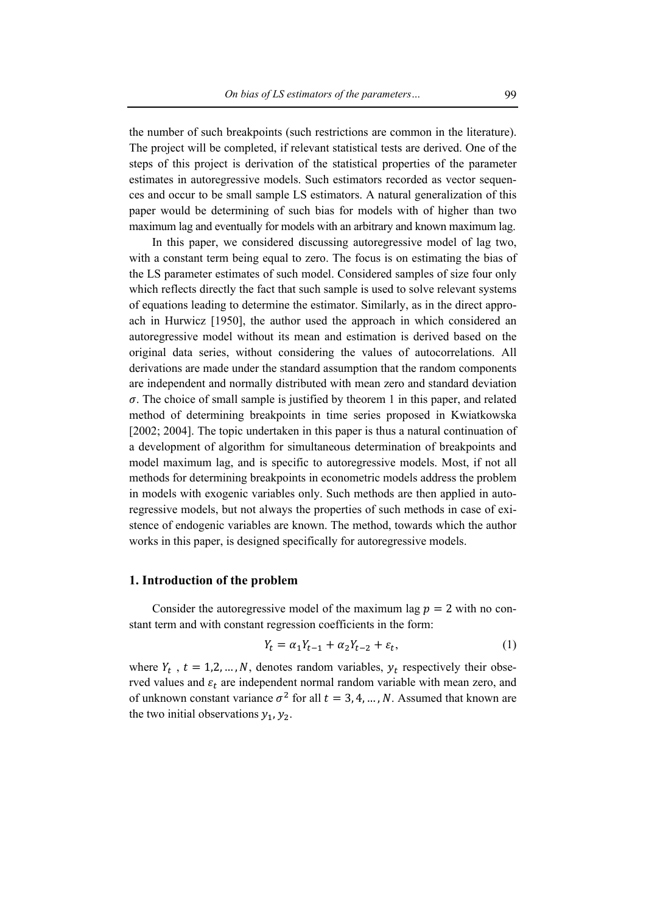the number of such breakpoints (such restrictions are common in the literature). The project will be completed, if relevant statistical tests are derived. One of the steps of this project is derivation of the statistical properties of the parameter estimates in autoregressive models. Such estimators recorded as vector sequences and occur to be small sample LS estimators. A natural generalization of this paper would be determining of such bias for models with of higher than two maximum lag and eventually for models with an arbitrary and known maximum lag.

In this paper, we considered discussing autoregressive model of lag two, with a constant term being equal to zero. The focus is on estimating the bias of the LS parameter estimates of such model. Considered samples of size four only which reflects directly the fact that such sample is used to solve relevant systems of equations leading to determine the estimator. Similarly, as in the direct approach in Hurwicz [1950], the author used the approach in which considered an autoregressive model without its mean and estimation is derived based on the original data series, without considering the values of autocorrelations. All derivations are made under the standard assumption that the random components are independent and normally distributed with mean zero and standard deviation $\sigma$. The choice of small sample is justified by theorem 1 in this paper, and related method of determining breakpoints in time series proposed in Kwiatkowska [2002; 2004]. The topic undertaken in this paper is thus a natural continuation of a development of algorithm for simultaneous determination of breakpoints and model maximum lag, and is specific to autoregressive models. Most, if not all methods for determining breakpoints in econometric models address the problem in models with exogenic variables only. Such methods are then applied in autoregressive models, but not always the properties of such methods in case of existence of endogenic variables are known. The method, towards which the author works in this paper, is designed specifically for autoregressive models.

## 1. Introduction of the problem

Consider the autoregressive model of the maximum lag $p = 2$ with no constant term and with constant regression coefficients in the form:

$$Y_t = \alpha_1 Y_{t-1} + \alpha_2 Y_{t-2} + \varepsilon_t, \tag{1}$$

where $Y_t$ , $t = 1,2,\dots,N$, denotes random variables, $y_t$ respectively their observed values and $\varepsilon_t$ are independent normal random variable with mean zero, and of unknown constant variance $\sigma^2$ for all $t = 3,4,\dots,N$. Assumed that known are the two initial observations $y_1, y_2$.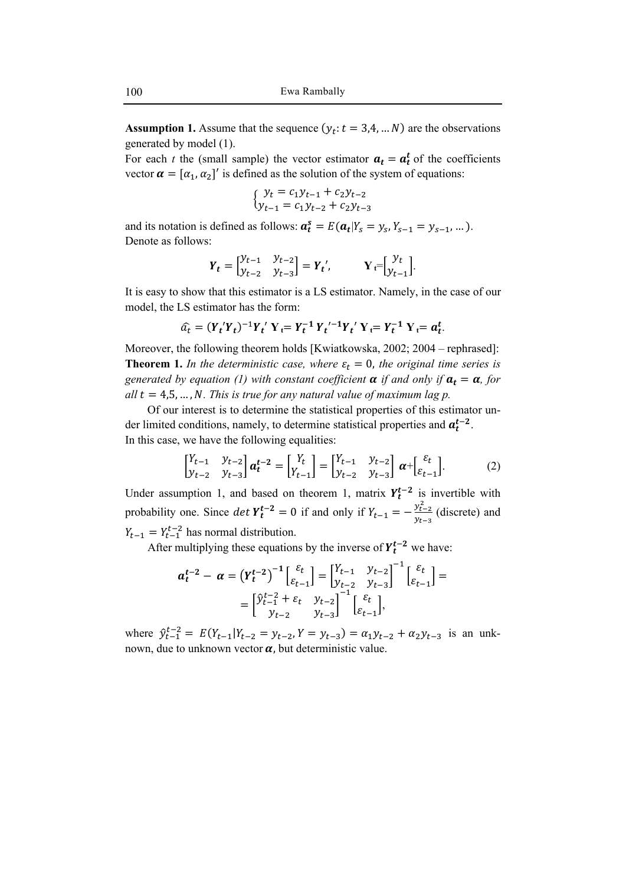**Assumption 1.** Assume that the sequence $(y_t: t = 3,4, \dots N)$ are the observations generated by model (1).

For each *t* the (small sample) the vector estimator $\boldsymbol{a_t} = \boldsymbol{a_t^t}$ of the coefficients vector $\boldsymbol{\alpha} = [\alpha_1, \alpha_2]'$ is defined as the solution of the system of equations:

$$\begin{cases} y_t = c_1 y_{t-1} + c_2 y_{t-2} \\ y_{t-1} = c_1 y_{t-2} + c_2 y_{t-3} \end{cases}$$

and its notation is defined as follows: $\boldsymbol{a_t^s} = E(\boldsymbol{a_t} | Y_s = y_s, Y_{s-1} = y_{s-1}, \dots)$.

Denote as follows:

$$\boldsymbol{Y_t} = \begin{bmatrix} y_{t-1} & y_{t-2} \\ y_{t-2} & y_{t-3} \end{bmatrix} = \boldsymbol{Y_t}', \qquad \mathrm{Y}_t = \begin{bmatrix} y_t \\ y_{t-1} \end{bmatrix}.$$

It is easy to show that this estimator is a LS estimator. Namely, in the case of our model, the LS estimator has the form:

$$\widehat{a_t} = (\boldsymbol{Y_t}'\boldsymbol{Y_t})^{-1}\boldsymbol{Y_t}' \, \mathrm{Y}_t = \boldsymbol{Y_t^{-1}} \, \boldsymbol{Y_t}'^{-1}\boldsymbol{Y_t}' \, \mathrm{Y}_t = \boldsymbol{Y_t^{-1}} \, \mathrm{Y}_t = \boldsymbol{a_t^t}.$$

Moreover, the following theorem holds [Kwiatkowska, 2002; 2004 – rephrased]:

**Theorem 1.** *In the deterministic case, where $\varepsilon_t = 0$, the original time series is generated by equation (1) with constant coefficient $\boldsymbol{\alpha}$ if and only if $\boldsymbol{a_t} = \boldsymbol{\alpha}$, for all $t = 4,5, \dots, N$. This is true for any natural value of maximum lag p.*

Of our interest is to determine the statistical properties of this estimator under limited conditions, namely, to determine statistical properties and $\boldsymbol{a_t^{t-2}}$.

In this case, we have the following equalities:

$$\begin{bmatrix} Y_{t-1} & y_{t-2} \\ y_{t-2} & y_{t-3} \end{bmatrix} \boldsymbol{a_t^{t-2}} = \begin{bmatrix} Y_t \\ Y_{t-1} \end{bmatrix} = \begin{bmatrix} Y_{t-1} & y_{t-2} \\ y_{t-2} & y_{t-3} \end{bmatrix} \boldsymbol{\alpha} + \begin{bmatrix} \varepsilon_t \\ \varepsilon_{t-1} \end{bmatrix}. \tag{2}$$

Under assumption 1, and based on theorem 1, matrix $\boldsymbol{Y_t^{t-2}}$ is invertible with probability one. Since $det\, \boldsymbol{Y_t^{t-2}} = 0$ if and only if $Y_{t-1} = -\frac{y_{t-2}^2}{y_{t-3}}$ (discrete) and $Y_{t-1} = Y_{t-1}^{t-2}$ has normal distribution.

After multiplying these equations by the inverse of $\boldsymbol{Y_t^{t-2}}$ we have:

$$\boldsymbol{a_t^{t-2}} - \boldsymbol{\alpha} = \left(\boldsymbol{Y_t^{t-2}}\right)^{-1} \begin{bmatrix} \varepsilon_t \\ \varepsilon_{t-1} \end{bmatrix} = \begin{bmatrix} Y_{t-1} & y_{t-2} \\ y_{t-2} & y_{t-3} \end{bmatrix}^{-1} \begin{bmatrix} \varepsilon_t \\ \varepsilon_{t-1} \end{bmatrix} =$$
$$= \begin{bmatrix} \hat{y}_{t-1}^{t-2} + \varepsilon_t & y_{t-2} \\ y_{t-2} & y_{t-3} \end{bmatrix}^{-1} \begin{bmatrix} \varepsilon_t \\ \varepsilon_{t-1} \end{bmatrix},$$

where $\hat{y}_{t-1}^{t-2} = E(Y_{t-1} | Y_{t-2} = y_{t-2}, Y = y_{t-3}) = \alpha_1 y_{t-2} + \alpha_2 y_{t-3}$ is an unknown, due to unknown vector $\boldsymbol{\alpha}$, but deterministic value.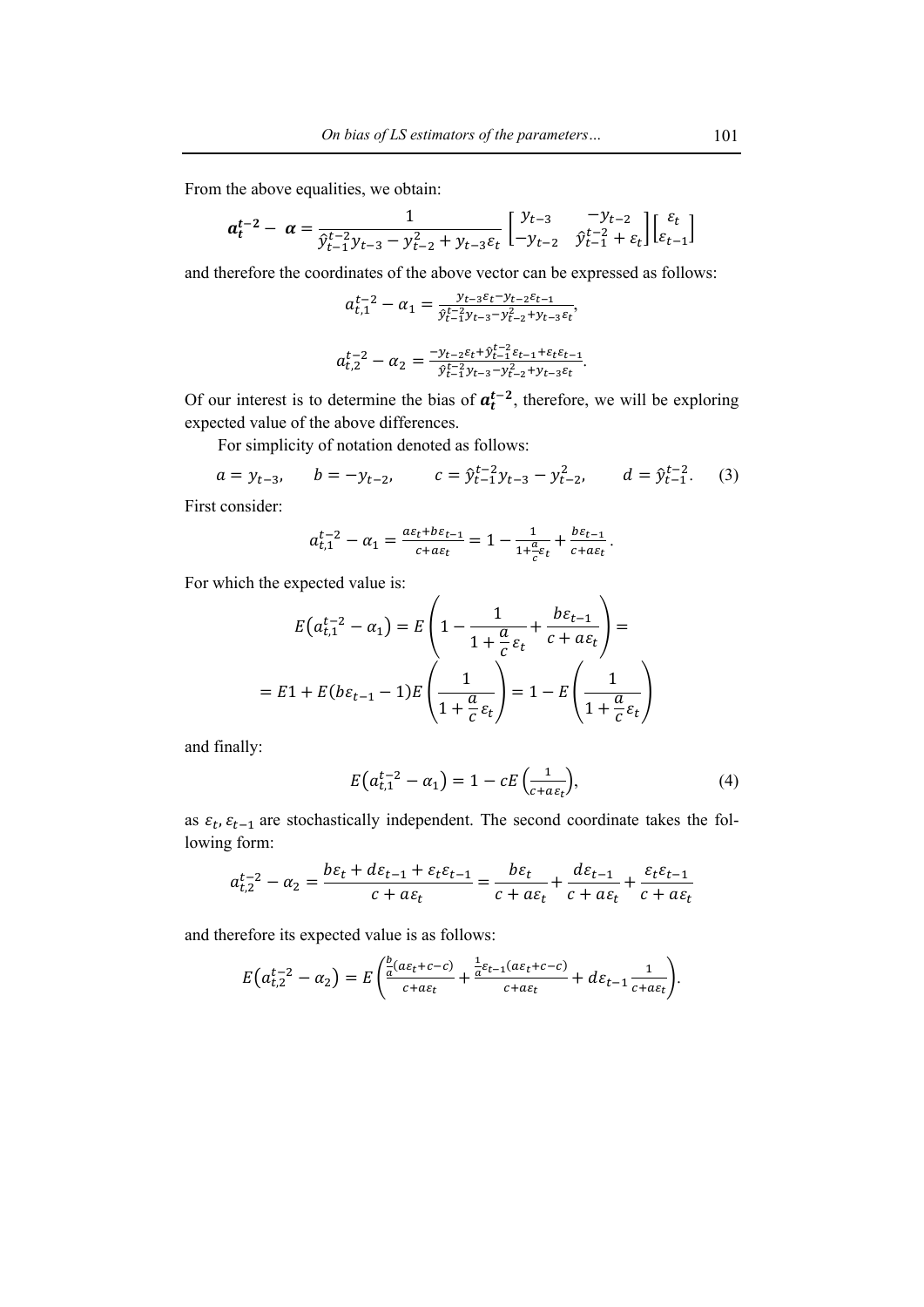From the above equalities, we obtain:

$$\boldsymbol{a_t^{t-2}} - \boldsymbol{\alpha} = \frac{1}{\hat{y}_{t-1}^{t-2} y_{t-3} - y_{t-2}^2 + y_{t-3}\varepsilon_t} \begin{bmatrix} y_{t-3} & -y_{t-2} \\ -y_{t-2} & \hat{y}_{t-1}^{t-2} + \varepsilon_t \end{bmatrix} \begin{bmatrix} \varepsilon_t \\ \varepsilon_{t-1} \end{bmatrix}$$

and therefore the coordinates of the above vector can be expressed as follows:

$$a_{t,1}^{t-2} - \alpha_1 = \frac{y_{t-3}\varepsilon_t - y_{t-2}\varepsilon_{t-1}}{\hat{y}_{t-1}^{t-2} y_{t-3} - y_{t-2}^2 + y_{t-3}\varepsilon_t},$$

$$a_{t,2}^{t-2} - \alpha_2 = \frac{-y_{t-2}\varepsilon_t + \hat{y}_{t-1}^{t-2}\varepsilon_{t-1} + \varepsilon_t\varepsilon_{t-1}}{\hat{y}_{t-1}^{t-2} y_{t-3} - y_{t-2}^2 + y_{t-3}\varepsilon_t}.$$

Of our interest is to determine the bias of $\boldsymbol{a_t^{t-2}}$, therefore, we will be exploring expected value of the above differences.

For simplicity of notation denoted as follows:

$$a = y_{t-3}, \qquad b = -y_{t-2}, \qquad c = \hat{y}_{t-1}^{t-2} y_{t-3} - y_{t-2}^2, \qquad d = \hat{y}_{t-1}^{t-2}. \tag{3}$$

First consider:

$$a_{t,1}^{t-2} - \alpha_1 = \frac{a\varepsilon_t + b\varepsilon_{t-1}}{c + a\varepsilon_t} = 1 - \frac{1}{1 + \frac{a}{c}\varepsilon_t} + \frac{b\varepsilon_{t-1}}{c + a\varepsilon_t}.$$

For which the expected value is:

$$E\left(a_{t,1}^{t-2} - \alpha_1\right) = E\left(1 - \frac{1}{1 + \frac{a}{c}\varepsilon_t} + \frac{b\varepsilon_{t-1}}{c + a\varepsilon_t}\right) =$$

$$= E1 + E(b\varepsilon_{t-1} - 1)E\left(\frac{1}{1 + \frac{a}{c}\varepsilon_t}\right) = 1 - E\left(\frac{1}{1 + \frac{a}{c}\varepsilon_t}\right)$$

and finally:

$$E\left(a_{t,1}^{t-2} - \alpha_1\right) = 1 - cE\left(\frac{1}{c + a\varepsilon_t}\right), \tag{4}$$

as $\varepsilon_t, \varepsilon_{t-1}$ are stochastically independent. The second coordinate takes the following form:

$$a_{t,2}^{t-2} - \alpha_2 = \frac{b\varepsilon_t + d\varepsilon_{t-1} + \varepsilon_t\varepsilon_{t-1}}{c + a\varepsilon_t} = \frac{b\varepsilon_t}{c + a\varepsilon_t} + \frac{d\varepsilon_{t-1}}{c + a\varepsilon_t} + \frac{\varepsilon_t\varepsilon_{t-1}}{c + a\varepsilon_t}$$

and therefore its expected value is as follows:

$$E\left(a_{t,2}^{t-2} - \alpha_2\right) = E\left(\frac{\frac{b}{a}(a\varepsilon_t + c - c)}{c + a\varepsilon_t} + \frac{\frac{1}{a}\varepsilon_{t-1}(a\varepsilon_t + c - c)}{c + a\varepsilon_t} + d\varepsilon_{t-1}\frac{1}{c + a\varepsilon_t}\right).$$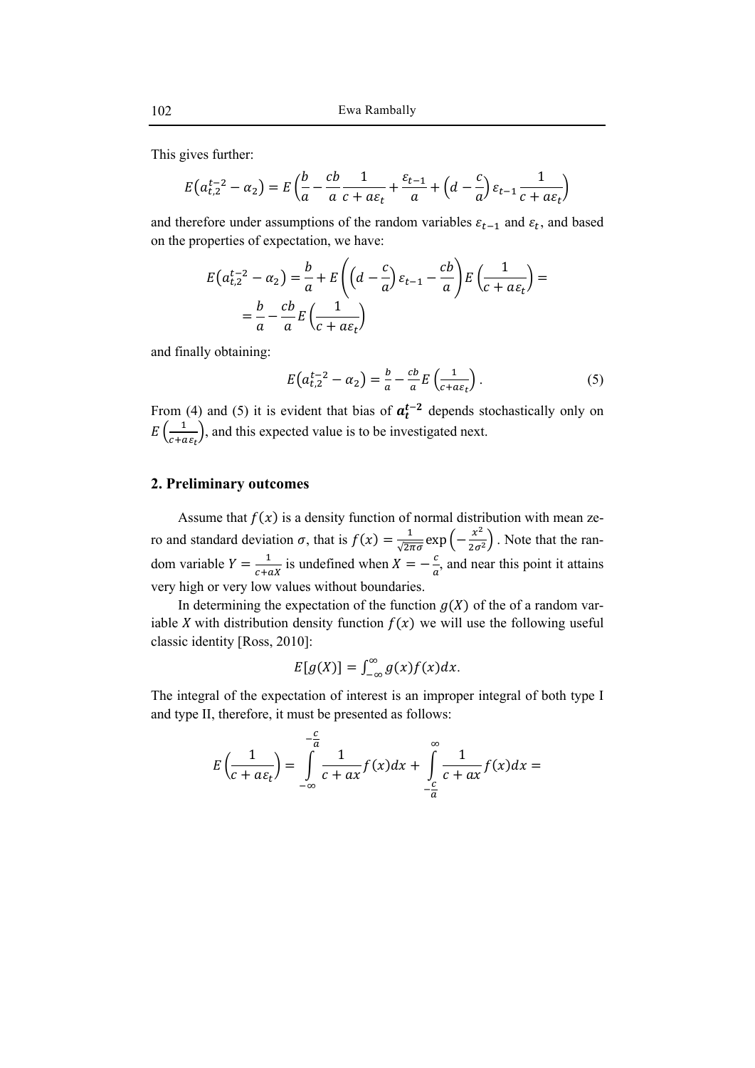This gives further:

$$E\left(a_{t,2}^{t-2} - \alpha_2\right) = E\left(\frac{b}{a} - \frac{cb}{a}\frac{1}{c + a\varepsilon_t} + \frac{\varepsilon_{t-1}}{a} + \left(d - \frac{c}{a}\right)\varepsilon_{t-1}\frac{1}{c + a\varepsilon_t}\right)$$

and therefore under assumptions of the random variables $\varepsilon_{t-1}$ and $\varepsilon_t$, and based on the properties of expectation, we have:

$$E\left(a_{t,2}^{t-2} - \alpha_2\right) = \frac{b}{a} + E\left(\left(d - \frac{c}{a}\right)\varepsilon_{t-1} - \frac{cb}{a}\right)E\left(\frac{1}{c + a\varepsilon_t}\right) =$$

$$= \frac{b}{a} - \frac{cb}{a}E\left(\frac{1}{c + a\varepsilon_t}\right)$$

and finally obtaining:

$$E\left(a_{t,2}^{t-2} - \alpha_2\right) = \frac{b}{a} - \frac{cb}{a}E\left(\frac{1}{c + a\varepsilon_t}\right). \tag{5}$$

From (4) and (5) it is evident that bias of $\boldsymbol{a_t^{t-2}}$ depends stochastically only on $E\left(\frac{1}{c+a\varepsilon_t}\right)$, and this expected value is to be investigated next.

## 2. Preliminary outcomes

Assume that $f(x)$ is a density function of normal distribution with mean zero and standard deviation $\sigma$, that is $f(x) = \frac{1}{\sqrt{2\pi}\sigma}\exp\left(-\frac{x^2}{2\sigma^2}\right)$. Note that the random variable $Y = \frac{1}{c+aX}$ is undefined when $X = -\frac{c}{a}$, and near this point it attains very high or very low values without boundaries.

In determining the expectation of the function $g(X)$ of the of a random variable $X$ with distribution density function $f(x)$ we will use the following useful classic identity [Ross, 2010]:

$$E[g(X)] = \int_{-\infty}^{\infty} g(x)f(x)dx.$$

The integral of the expectation of interest is an improper integral of both type I and type II, therefore, it must be presented as follows:

$$E\left(\frac{1}{c + a\varepsilon_t}\right) = \int_{-\infty}^{-\frac{c}{a}} \frac{1}{c + ax}f(x)dx + \int_{-\frac{c}{a}}^{\infty} \frac{1}{c + ax}f(x)dx =$$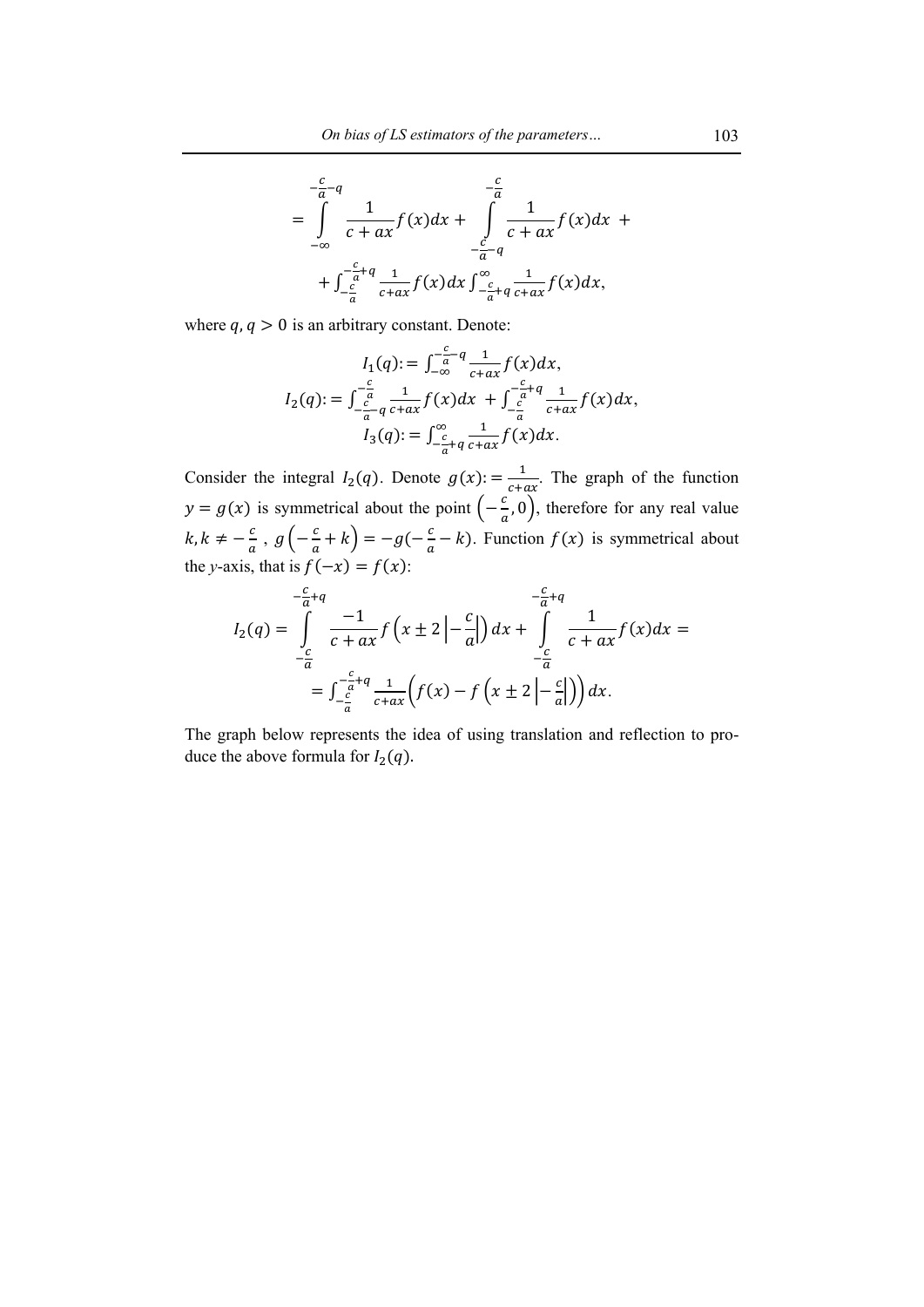$$= \int_{-\infty}^{-\frac{c}{a}-q} \frac{1}{c+ax} f(x)dx + \int_{-\frac{c}{a}-q}^{-\frac{c}{a}} \frac{1}{c+ax} f(x)dx \ +$$

$$+ \int_{-\frac{c}{a}}^{-\frac{c}{a}+q} \frac{1}{c+ax} f(x)dx \int_{-\frac{c}{a}+q}^{\infty} \frac{1}{c+ax} f(x)dx,$$

where $q, q > 0$ is an arbitrary constant. Denote:

$$I_1(q) := \int_{-\infty}^{-\frac{c}{a}-q} \frac{1}{c+ax} f(x)dx,$$

$$I_2(q) := \int_{-\frac{c}{a}-q}^{-\frac{c}{a}} \frac{1}{c+ax} f(x)dx \ + \int_{-\frac{c}{a}}^{-\frac{c}{a}+q} \frac{1}{c+ax} f(x)dx,$$

$$I_3(q) := \int_{-\frac{c}{a}+q}^{\infty} \frac{1}{c+ax} f(x)dx.$$

Consider the integral $I_2(q)$. Denote $g(x) := \frac{1}{c+ax}$. The graph of the function $y = g(x)$ is symmetrical about the point $\left(-\frac{c}{a}, 0\right)$, therefore for any real value $k, k \neq -\frac{c}{a}$ , $g\left(-\frac{c}{a}+k\right) = -g(-\frac{c}{a}-k)$. Function $f(x)$ is symmetrical about the *y*-axis, that is $f(-x) = f(x)$:

$$I_2(q) = \int_{-\frac{c}{a}}^{-\frac{c}{a}+q} \frac{-1}{c+ax} f\left(x \pm 2\left|-\frac{c}{a}\right|\right) dx + \int_{-\frac{c}{a}}^{-\frac{c}{a}+q} \frac{1}{c+ax} f(x)dx =$$

$$= \int_{-\frac{c}{a}}^{-\frac{c}{a}+q} \frac{1}{c+ax} \left(f(x) - f\left(x \pm 2\left|-\frac{c}{a}\right|\right)\right) dx.$$

The graph below represents the idea of using translation and reflection to produce the above formula for $I_2(q)$.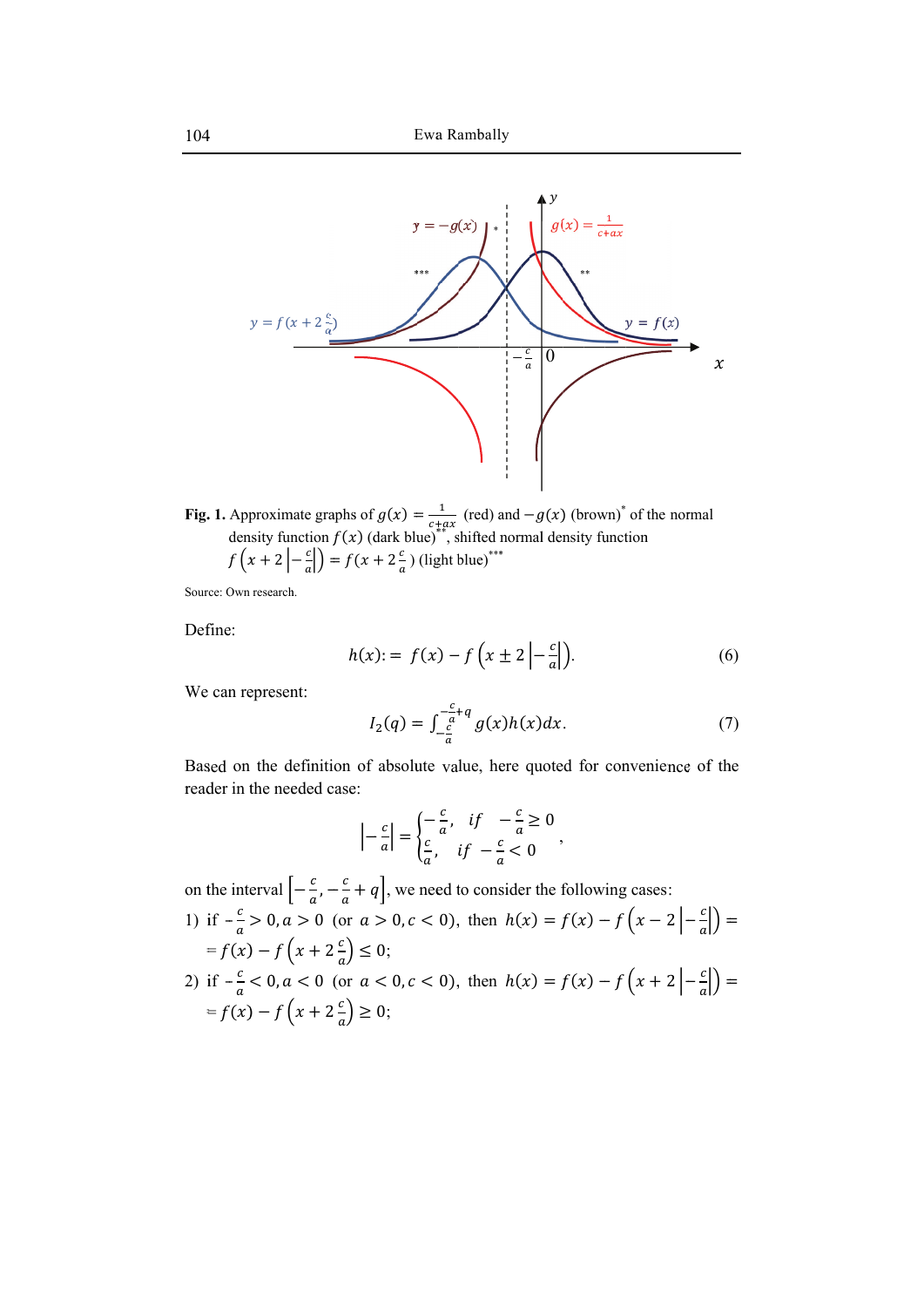**Fig. 1.** Approximate graphs of $g(x) = \frac{1}{c+ax}$ (red) and $-g(x)$ (brown)* of the normal density function $f(x)$ (dark blue)**, shifted normal density function $f\left(x + 2\left|-\frac{c}{a}\right|\right) = f(x + 2\frac{c}{a})$ (light blue)***

Source: Own research.

Define:

$$h(x) := f(x) - f\left(x \pm 2\left|-\frac{c}{a}\right|\right). \tag{6}$$

We can represent:

$$I_2(q) = \int_{-\frac{c}{a}}^{-\frac{c}{a}+q} g(x)h(x)dx. \tag{7}$$

Based on the definition of absolute value, here quoted for convenience of the reader in the needed case:

$$\left|-\frac{c}{a}\right| = \begin{cases} -\frac{c}{a}, & if \quad -\frac{c}{a} \geq 0 \\ \frac{c}{a}, & if \quad -\frac{c}{a} < 0 \end{cases},$$

on the interval $\left[-\frac{c}{a}, -\frac{c}{a} + q\right]$, we need to consider the following cases:

1) if $-\frac{c}{a} > 0, a > 0$ (or $a > 0, c < 0$), then $h(x) = f(x) - f\left(x - 2\left|-\frac{c}{a}\right|\right) = f(x) - f\left(x + 2\frac{c}{a}\right) \leq 0$;
2) if $-\frac{c}{a} < 0, a < 0$ (or $a < 0, c < 0$), then $h(x) = f(x) - f\left(x + 2\left|-\frac{c}{a}\right|\right) = f(x) - f\left(x + 2\frac{c}{a}\right) \geq 0$;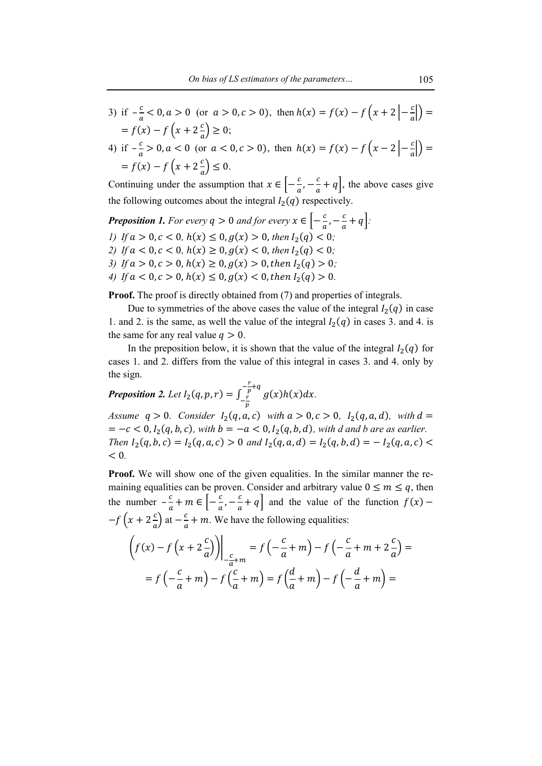3) if $-\frac{c}{a} < 0, a > 0$ (or $a > 0, c > 0$), then $h(x) = f(x) - f\left(x + 2\left|-\frac{c}{a}\right|\right) =$ $= f(x) - f\left(x + 2\frac{c}{a}\right) \geq 0$;

4) if $-\frac{c}{a} > 0, a < 0$ (or $a < 0, c > 0$), then $h(x) = f(x) - f\left(x - 2\left|-\frac{c}{a}\right|\right) =$ $= f(x) - f\left(x + 2\frac{c}{a}\right) \leq 0$.

Continuing under the assumption that $x \in \left[-\frac{c}{a}, -\frac{c}{a} + q\right]$, the above cases give the following outcomes about the integral $I_2(q)$ respectively.

***Preposition 1.*** *For every $q > 0$ and for every $x \in \left[-\frac{c}{a}, -\frac{c}{a} + q\right]$:*

*1) If $a > 0, c < 0$, $h(x) \leq 0, g(x) > 0$, then $I_2(q) < 0$;*

*2) If $a < 0, c < 0$, $h(x) \geq 0, g(x) < 0$, then $I_2(q) < 0$;*

*3) If $a > 0, c > 0$, $h(x) \geq 0, g(x) > 0$, then $I_2(q) > 0$;*

*4) If $a < 0, c > 0$, $h(x) \leq 0, g(x) < 0$, then $I_2(q) > 0$.*

**Proof.** The proof is directly obtained from (7) and properties of integrals.

Due to symmetries of the above cases the value of the integral $I_2(q)$ in case 1. and 2. is the same, as well the value of the integral $I_2(q)$ in cases 3. and 4. is the same for any real value $q > 0$.

In the preposition below, it is shown that the value of the integral $I_2(q)$ for cases 1. and 2. differs from the value of this integral in cases 3. and 4. only by the sign.

***Preposition 2.*** *Let $I_2(q, p, r) = \int_{-\frac{r}{p}}^{-\frac{r}{p}+q} g(x)h(x)dx$.*

*Assume $q > 0$. Consider $I_2(q, a, c)$ with $a > 0, c > 0$, $I_2(q, a, d)$, with $d =$ $= -c < 0, I_2(q, b, c)$, with $b = -a < 0, I_2(q, b, d)$, with d and b are as earlier. Then $I_2(q, b, c) = I_2(q, a, c) > 0$ and $I_2(q, a, d) = I_2(q, b, d) = -I_2(q, a, c) <$ $< 0$.*

**Proof.** We will show one of the given equalities. In the similar manner the remaining equalities can be proven. Consider and arbitrary value $0 \leq m \leq q$, then the number $-\frac{c}{a} + m \in \left[-\frac{c}{a}, -\frac{c}{a} + q\right]$ and the value of the function $f(x) -$ $-f\left(x + 2\frac{c}{a}\right)$ at $-\frac{c}{a} + m$. We have the following equalities:

$$\left(f(x) - f\left(x + 2\frac{c}{a}\right)\right)\Bigg|_{-\frac{c}{a}+m} = f\left(-\frac{c}{a} + m\right) - f\left(-\frac{c}{a} + m + 2\frac{c}{a}\right) =$$

$$= f\left(-\frac{c}{a} + m\right) - f\left(\frac{c}{a} + m\right) = f\left(\frac{d}{a} + m\right) - f\left(-\frac{d}{a} + m\right) =$$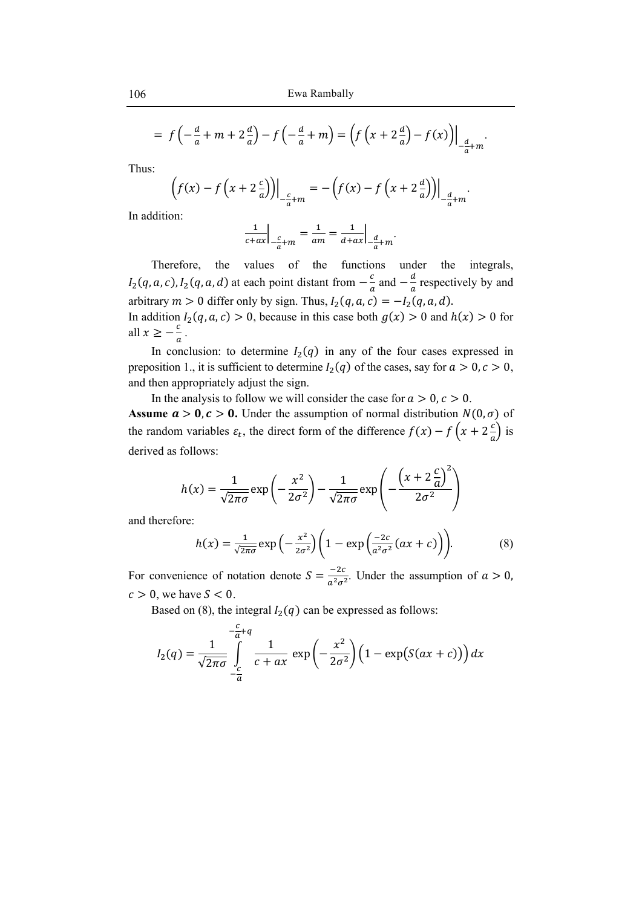$$= f\left(-\frac{d}{a} + m + 2\frac{d}{a}\right) - f\left(-\frac{d}{a} + m\right) = \left(f\left(x + 2\frac{d}{a}\right) - f(x)\right)\Big|_{-\frac{d}{a}+m}.$$

Thus:

$$\left(f(x) - f\left(x + 2\frac{c}{a}\right)\right)\Big|_{-\frac{c}{a}+m} = -\left(f(x) - f\left(x + 2\frac{d}{a}\right)\right)\Big|_{-\frac{d}{a}+m}.$$

In addition:

$$\frac{1}{c+ax}\Big|_{-\frac{c}{a}+m} = \frac{1}{am} = \frac{1}{d+ax}\Big|_{-\frac{d}{a}+m}.$$

Therefore, the values of the functions under the integrals, $I_2(q,a,c), I_2(q,a,d)$ at each point distant from $-\frac{c}{a}$ and $-\frac{d}{a}$ respectively by and arbitrary $m > 0$ differ only by sign. Thus, $I_2(q,a,c) = -I_2(q,a,d)$.
In addition $I_2(q,a,c) > 0$, because in this case both $g(x) > 0$ and $h(x) > 0$ for all $x \geq -\frac{c}{a}$.

In conclusion: to determine $I_2(q)$ in any of the four cases expressed in preposition 1., it is sufficient to determine $I_2(q)$ of the cases, say for $a > 0, c > 0$, and then appropriately adjust the sign.

In the analysis to follow we will consider the case for $a > 0, c > 0$.
**Assume $a > 0, c > 0$.** Under the assumption of normal distribution $N(0,\sigma)$ of the random variables $\varepsilon_t$, the direct form of the difference $f(x) - f\left(x + 2\frac{c}{a}\right)$ is derived as follows:

$$h(x) = \frac{1}{\sqrt{2\pi}\sigma}\exp\left(-\frac{x^2}{2\sigma^2}\right) - \frac{1}{\sqrt{2\pi}\sigma}\exp\left(-\frac{\left(x + 2\frac{c}{a}\right)^2}{2\sigma^2}\right)$$

and therefore:

$$h(x) = \frac{1}{\sqrt{2\pi}\sigma}\exp\left(-\frac{x^2}{2\sigma^2}\right)\left(1 - \exp\left(\frac{-2c}{a^2\sigma^2}(ax + c)\right)\right). \tag{8}$$

For convenience of notation denote $S = \frac{-2c}{a^2\sigma^2}$. Under the assumption of $a > 0$, $c > 0$, we have $S < 0$.

Based on (8), the integral $I_2(q)$ can be expressed as follows:

$$I_2(q) = \frac{1}{\sqrt{2\pi}\sigma}\int_{-\frac{c}{a}}^{-\frac{c}{a}+q} \frac{1}{c + ax}\exp\left(-\frac{x^2}{2\sigma^2}\right)\left(1 - \exp\big(S(ax + c)\big)\right)dx$$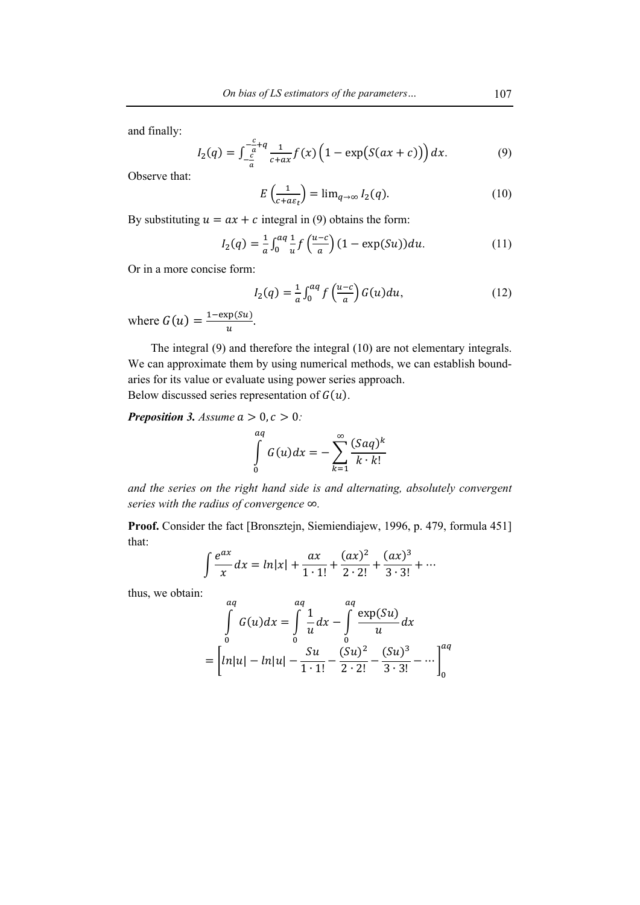and finally:

$$I_2(q) = \int_{-\frac{c}{a}}^{-\frac{c}{a}+q} \frac{1}{c+ax} f(x) \left(1 - \exp\left(S(ax+c)\right)\right) dx. \tag{9}$$

Observe that:

$$E\left(\frac{1}{c+a\varepsilon_t}\right) = \lim_{q\to\infty} I_2(q). \tag{10}$$

By substituting $u = ax + c$ integral in (9) obtains the form:

$$I_2(q) = \frac{1}{a}\int_0^{aq} \frac{1}{u} f\left(\frac{u-c}{a}\right)(1 - \exp(Su))du. \tag{11}$$

Or in a more concise form:

$$I_2(q) = \frac{1}{a}\int_0^{aq} f\left(\frac{u-c}{a}\right) G(u)du, \tag{12}$$

where $G(u) = \frac{1-\exp(Su)}{u}$.

The integral (9) and therefore the integral (10) are not elementary integrals. We can approximate them by using numerical methods, we can establish boundaries for its value or evaluate using power series approach.

Below discussed series representation of $G(u)$.

***Preposition 3.*** *Assume $a > 0, c > 0$:*

$$\int_0^{aq} G(u)dx = -\sum_{k=1}^{\infty} \frac{(Saq)^k}{k \cdot k!}$$

*and the series on the right hand side is and alternating, absolutely convergent series with the radius of convergence $\infty$.*

**Proof.** Consider the fact [Bronsztejn, Siemiendiajew, 1996, p. 479, formula 451] that:

$$\int \frac{e^{ax}}{x}dx = ln|x| + \frac{ax}{1 \cdot 1!} + \frac{(ax)^2}{2 \cdot 2!} + \frac{(ax)^3}{3 \cdot 3!} + \cdots$$

thus, we obtain:

$$\int_0^{aq} G(u)dx = \int_0^{aq} \frac{1}{u}dx - \int_0^{aq} \frac{\exp(Su)}{u}dx$$

$$= \left[ln|u| - ln|u| - \frac{Su}{1 \cdot 1!} - \frac{(Su)^2}{2 \cdot 2!} - \frac{(Su)^3}{3 \cdot 3!} - \cdots\right]_0^{aq}$$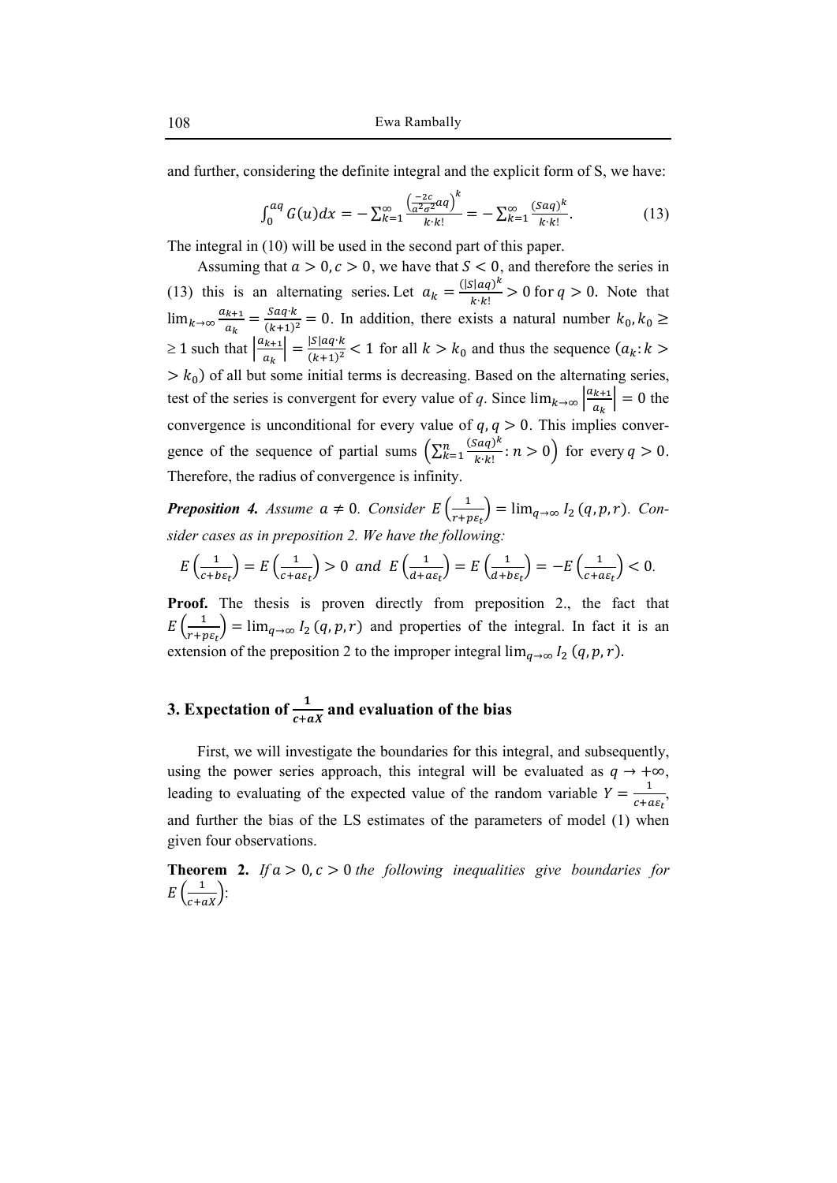and further, considering the definite integral and the explicit form of S, we have:

$$\int_0^{aq} G(u)dx = -\sum_{k=1}^{\infty} \frac{\left(\frac{-2c}{a^2\sigma^2}aq\right)^k}{k \cdot k!} = -\sum_{k=1}^{\infty} \frac{(Saq)^k}{k \cdot k!}. \tag{13}$$

The integral in (10) will be used in the second part of this paper.

Assuming that $a > 0, c > 0$, we have that $S < 0$, and therefore the series in (13) this is an alternating series. Let $a_k = \frac{(|S|aq)^k}{k \cdot k!} > 0$ for $q > 0$. Note that $\lim_{k\to\infty} \frac{a_{k+1}}{a_k} = \frac{Saq \cdot k}{(k+1)^2} = 0$. In addition, there exists a natural number $k_0, k_0 \geq 1$ such that $\left|\frac{a_{k+1}}{a_k}\right| = \frac{|S|aq \cdot k}{(k+1)^2} < 1$ for all $k > k_0$ and thus the sequence $(a_k : k > k_0)$ of all but some initial terms is decreasing. Based on the alternating series, test of the series is convergent for every value of *q*. Since $\lim_{k\to\infty} \left|\frac{a_{k+1}}{a_k}\right| = 0$ the convergence is unconditional for every value of $q, q > 0$. This implies convergence of the sequence of partial sums $\left(\sum_{k=1}^{n} \frac{(Saq)^k}{k \cdot k!} : n > 0\right)$ for every $q > 0$. Therefore, the radius of convergence is infinity.

***Preposition 4.*** *Assume* $a \neq 0$. *Consider* $E\left(\frac{1}{r+p\varepsilon_t}\right) = \lim_{q\to\infty} I_2(q,p,r)$. *Consider cases as in preposition 2. We have the following:*

$$E\left(\frac{1}{c+b\varepsilon_t}\right) = E\left(\frac{1}{c+a\varepsilon_t}\right) > 0 \text{ and } E\left(\frac{1}{d+a\varepsilon_t}\right) = E\left(\frac{1}{d+b\varepsilon_t}\right) = -E\left(\frac{1}{c+a\varepsilon_t}\right) < 0.$$

**Proof.** The thesis is proven directly from preposition 2., the fact that $E\left(\frac{1}{r+p\varepsilon_t}\right) = \lim_{q\to\infty} I_2(q,p,r)$ and properties of the integral. In fact it is an extension of the preposition 2 to the improper integral $\lim_{q\to\infty} I_2(q,p,r)$.

## 3. Expectation of $\frac{1}{c+aX}$ and evaluation of the bias

First, we will investigate the boundaries for this integral, and subsequently, using the power series approach, this integral will be evaluated as $q \to +\infty$, leading to evaluating of the expected value of the random variable $Y = \frac{1}{c+a\varepsilon_t}$, and further the bias of the LS estimates of the parameters of model (1) when given four observations.

**Theorem 2.** *If* $a > 0, c > 0$ *the following inequalities give boundaries for* $E\left(\frac{1}{c+aX}\right)$: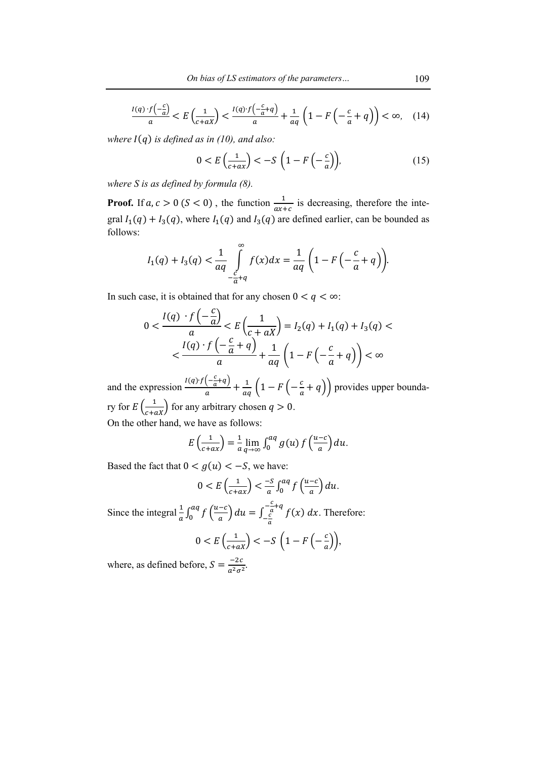$$\frac{I(q)\cdot f\left(-\frac{c}{a}\right)}{a} < E\left(\frac{1}{c+aX}\right) < \frac{I(q)\cdot f\left(-\frac{c}{a}+q\right)}{a} + \frac{1}{aq}\left(1 - F\left(-\frac{c}{a}+q\right)\right) < \infty, \quad (14)$$

*where $I(q)$ is defined as in (10), and also:*

$$0 < E\left(\frac{1}{c+ax}\right) < -S\left(1 - F\left(-\frac{c}{a}\right)\right), \quad (15)$$

*where S is as defined by formula (8).*

**Proof.** If $a, c > 0$ $(S < 0)$, the function $\frac{1}{ax+c}$ is decreasing, therefore the integral $I_1(q) + I_3(q)$, where $I_1(q)$ and $I_3(q)$ are defined earlier, can be bounded as follows:

$$I_1(q) + I_3(q) < \frac{1}{aq}\int_{-\frac{c}{a}+q}^{\infty} f(x)dx = \frac{1}{aq}\left(1 - F\left(-\frac{c}{a}+q\right)\right).$$

In such case, it is obtained that for any chosen $0 < q < \infty$:

$$0 < \frac{I(q)\ \cdot f\left(-\frac{c}{a}\right)}{a} < E\left(\frac{1}{c+aX}\right) = I_2(q) + I_1(q) + I_3(q) <$$
$$< \frac{I(q)\cdot f\left(-\frac{c}{a}+q\right)}{a} + \frac{1}{aq}\left(1 - F\left(-\frac{c}{a}+q\right)\right) < \infty$$

and the expression $\frac{I(q)\cdot f\left(-\frac{c}{a}+q\right)}{a} + \frac{1}{aq}\left(1 - F\left(-\frac{c}{a}+q\right)\right)$ provides upper boundary for $E\left(\frac{1}{c+aX}\right)$ for any arbitrary chosen $q > 0$.

On the other hand, we have as follows:

$$E\left(\frac{1}{c+ax}\right) = \frac{1}{a}\lim_{q\to\infty}\int_0^{aq} g(u)\, f\left(\frac{u-c}{a}\right)du.$$

Based the fact that $0 < g(u) < -S$, we have:

$$0 < E\left(\frac{1}{c+ax}\right) < \frac{-S}{a}\int_0^{aq} f\left(\frac{u-c}{a}\right)du.$$

Since the integral $\frac{1}{a}\int_0^{aq} f\left(\frac{u-c}{a}\right)du = \int_{-\frac{c}{a}}^{-\frac{c}{a}+q} f(x)\, dx$. Therefore:

$$0 < E\left(\frac{1}{c+aX}\right) < -S\left(1 - F\left(-\frac{c}{a}\right)\right),$$

where, as defined before, $S = \frac{-2c}{a^2\sigma^2}$.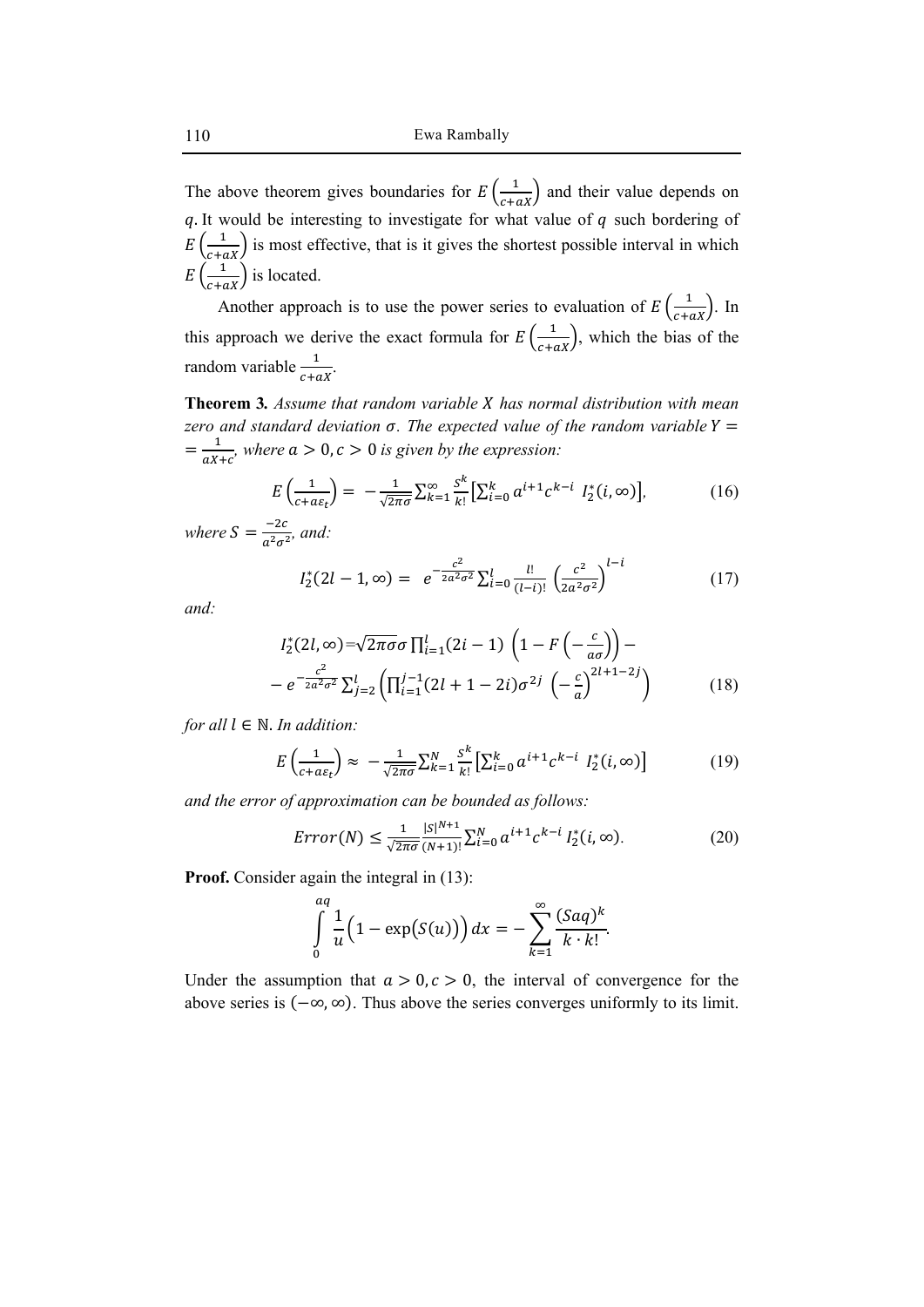The above theorem gives boundaries for $E\left(\frac{1}{c+aX}\right)$ and their value depends on $q$. It would be interesting to investigate for what value of $q$ such bordering of $E\left(\frac{1}{c+aX}\right)$ is most effective, that is it gives the shortest possible interval in which $E\left(\frac{1}{c+aX}\right)$ is located.

Another approach is to use the power series to evaluation of $E\left(\frac{1}{c+aX}\right)$. In this approach we derive the exact formula for $E\left(\frac{1}{c+aX}\right)$, which the bias of the random variable $\frac{1}{c+aX}$.

**Theorem 3.** *Assume that random variable $X$ has normal distribution with mean zero and standard deviation $\sigma$. The expected value of the random variable $Y = = \frac{1}{aX+c}$, where $a > 0, c > 0$ is given by the expression:*

$$E\left(\frac{1}{c+a\varepsilon_t}\right) = -\frac{1}{\sqrt{2\pi}\sigma}\sum_{k=1}^{\infty}\frac{S^k}{k!}\left[\sum_{i=0}^{k} a^{i+1}c^{k-i}\ I_2^*(i,\infty)\right], \tag{16}$$

*where $S = \frac{-2c}{a^2\sigma^2}$, and:*

$$I_2^*(2l-1,\infty) = e^{-\frac{c^2}{2a^2\sigma^2}}\sum_{i=0}^{l}\frac{l!}{(l-i)!}\left(\frac{c^2}{2a^2\sigma^2}\right)^{l-i} \tag{17}$$

*and:*

$$I_2^*(2l,\infty)=\sqrt{2\pi}\sigma\sigma\prod_{i=1}^{l}(2i-1)\left(1-F\left(-\frac{c}{a\sigma}\right)\right) - \\ - e^{-\frac{c^2}{2a^2\sigma^2}}\sum_{j=2}^{l}\left(\prod_{i=1}^{j-1}(2l+1-2i)\sigma^{2j}\left(-\frac{c}{a}\right)^{2l+1-2j}\right) \tag{18}$$

*for all $l \in \mathbb{N}$. In addition:*

$$E\left(\frac{1}{c+a\varepsilon_t}\right) \approx -\frac{1}{\sqrt{2\pi}\sigma}\sum_{k=1}^{N}\frac{S^k}{k!}\left[\sum_{i=0}^{k} a^{i+1}c^{k-i}\ I_2^*(i,\infty)\right] \tag{19}$$

*and the error of approximation can be bounded as follows:*

$$Error(N) \leq \frac{1}{\sqrt{2\pi}\sigma}\frac{|S|^{N+1}}{(N+1)!}\sum_{i=0}^{N} a^{i+1}c^{k-i}\ I_2^*(i,\infty). \tag{20}$$

**Proof.** Consider again the integral in (13):

$$\int_0^{aq}\frac{1}{u}\Big(1-\exp\big(S(u)\big)\Big)\,dx = -\sum_{k=1}^{\infty}\frac{(Saq)^k}{k\cdot k!}.$$

Under the assumption that $a > 0, c > 0$, the interval of convergence for the above series is $(-\infty,\infty)$. Thus above the series converges uniformly to its limit.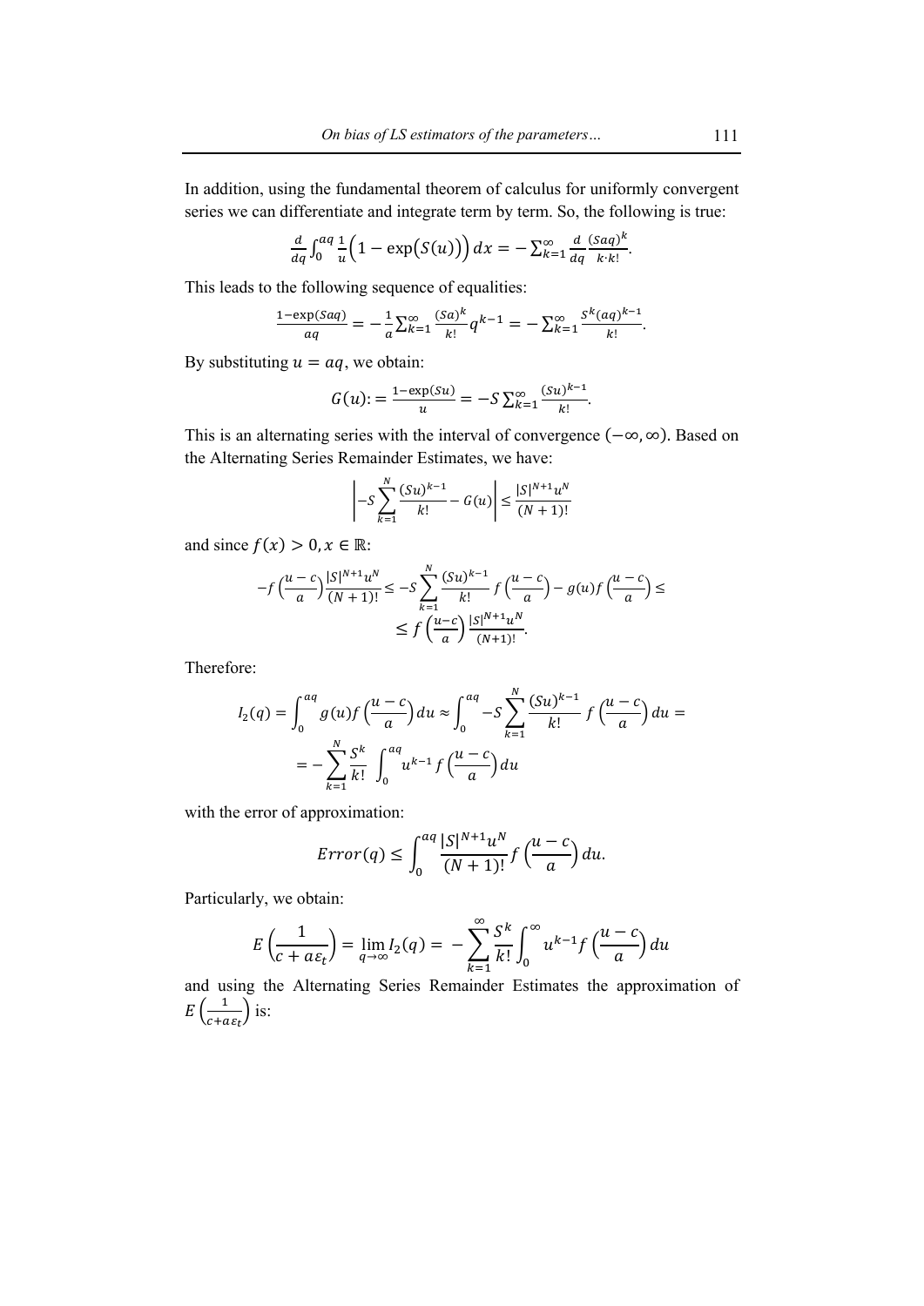In addition, using the fundamental theorem of calculus for uniformly convergent series we can differentiate and integrate term by term. So, the following is true:

$$\frac{d}{dq}\int_0^{aq}\frac{1}{u}\Big(1-\exp\big(S(u)\big)\Big)\,dx = -\sum_{k=1}^{\infty}\frac{d}{dq}\frac{(Saq)^k}{k\cdot k!}.$$

This leads to the following sequence of equalities:

$$\frac{1-\exp(Saq)}{aq} = -\frac{1}{a}\sum_{k=1}^{\infty}\frac{(Sa)^k}{k!}q^{k-1} = -\sum_{k=1}^{\infty}\frac{S^k(aq)^{k-1}}{k!}.$$

By substituting $u = aq$, we obtain:

$$G(u) := \frac{1-\exp(Su)}{u} = -S\sum_{k=1}^{\infty}\frac{(Su)^{k-1}}{k!}.$$

This is an alternating series with the interval of convergence $(-\infty, \infty)$. Based on the Alternating Series Remainder Estimates, we have:

$$\left|-S\sum_{k=1}^{N}\frac{(Su)^{k-1}}{k!} - G(u)\right| \le \frac{|S|^{N+1}u^N}{(N+1)!}$$

and since $f(x) > 0, x \in \mathbb{R}$:

$$-f\left(\frac{u-c}{a}\right)\frac{|S|^{N+1}u^N}{(N+1)!} \le -S\sum_{k=1}^{N}\frac{(Su)^{k-1}}{k!}f\left(\frac{u-c}{a}\right) - g(u)f\left(\frac{u-c}{a}\right) \le$$
$$\le f\left(\frac{u-c}{a}\right)\frac{|S|^{N+1}u^N}{(N+1)!}.$$

Therefore:

$$I_2(q) = \int_0^{aq} g(u)f\left(\frac{u-c}{a}\right)du \approx \int_0^{aq} -S\sum_{k=1}^{N}\frac{(Su)^{k-1}}{k!}f\left(\frac{u-c}{a}\right)du =$$
$$= -\sum_{k=1}^{N}\frac{S^k}{k!}\int_0^{aq}u^{k-1}f\left(\frac{u-c}{a}\right)du$$

with the error of approximation:

$$Error(q) \le \int_0^{aq}\frac{|S|^{N+1}u^N}{(N+1)!}f\left(\frac{u-c}{a}\right)du.$$

Particularly, we obtain:

$$E\left(\frac{1}{c+a\varepsilon_t}\right) = \lim_{q\to\infty} I_2(q) = -\sum_{k=1}^{\infty}\frac{S^k}{k!}\int_0^{\infty}u^{k-1}f\left(\frac{u-c}{a}\right)du$$

and using the Alternating Series Remainder Estimates the approximation of $E\left(\frac{1}{c+a\varepsilon_t}\right)$ is: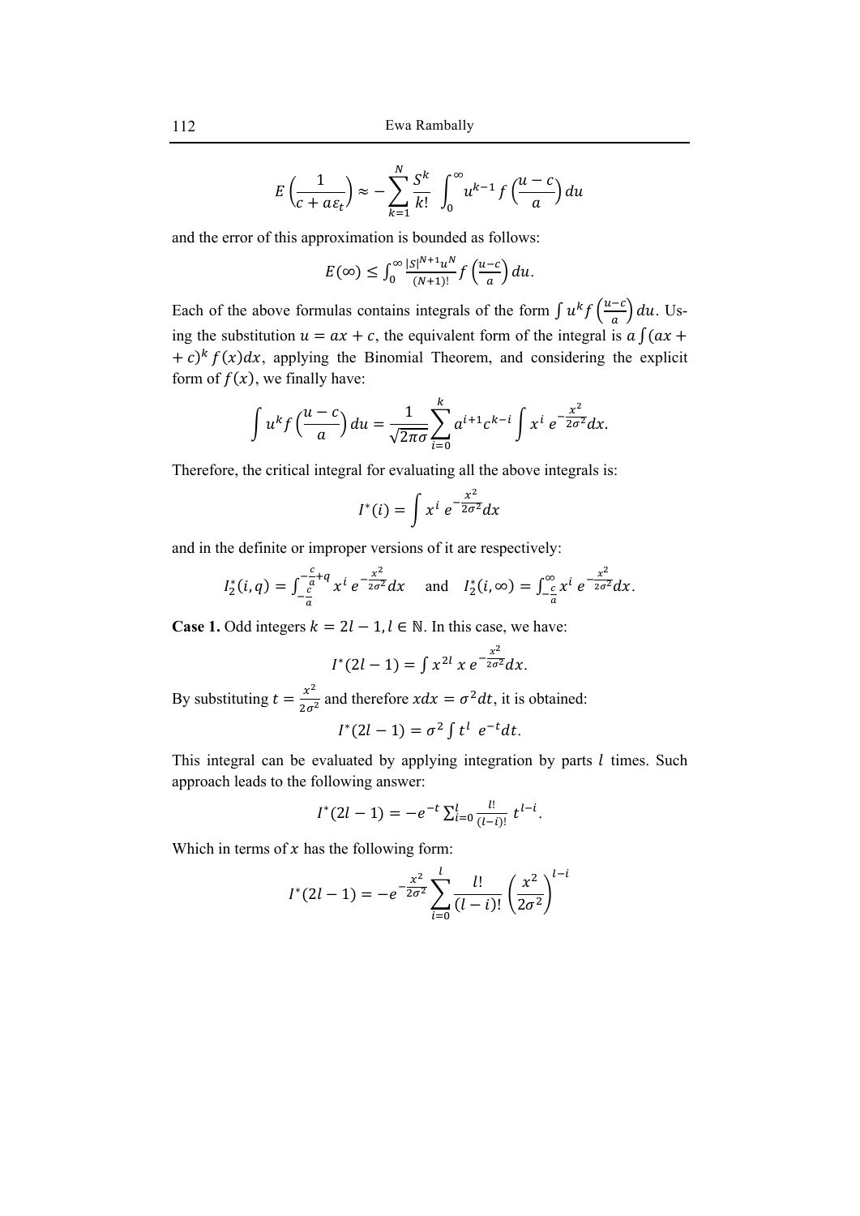$$E\left(\frac{1}{c+a\varepsilon_t}\right) \approx -\sum_{k=1}^{N} \frac{S^k}{k!} \int_0^{\infty} u^{k-1} f\left(\frac{u-c}{a}\right) du$$

and the error of this approximation is bounded as follows:

$$E(\infty) \leq \int_0^{\infty} \frac{|S|^{N+1} u^N}{(N+1)!} f\left(\frac{u-c}{a}\right) du.$$

Each of the above formulas contains integrals of the form $\int u^k f\left(\frac{u-c}{a}\right) du$. Using the substitution $u = ax + c$, the equivalent form of the integral is $a \int (ax + c)^k f(x) dx$, applying the Binomial Theorem, and considering the explicit form of $f(x)$, we finally have:

$$\int u^k f\left(\frac{u-c}{a}\right) du = \frac{1}{\sqrt{2\pi}\sigma} \sum_{i=0}^{k} a^{i+1} c^{k-i} \int x^i \, e^{-\frac{x^2}{2\sigma^2}} dx.$$

Therefore, the critical integral for evaluating all the above integrals is:

$$I^*(i) = \int x^i \, e^{-\frac{x^2}{2\sigma^2}} dx$$

and in the definite or improper versions of it are respectively:

$$I_2^*(i,q) = \int_{-\frac{c}{a}}^{-\frac{c}{a}+q} x^i \, e^{-\frac{x^2}{2\sigma^2}} dx \quad \text{and} \quad I_2^*(i,\infty) = \int_{-\frac{c}{a}}^{\infty} x^i \, e^{-\frac{x^2}{2\sigma^2}} dx.$$

**Case 1.** Odd integers $k = 2l - 1, l \in \mathbb{N}$. In this case, we have:

$$I^*(2l-1) = \int x^{2l} \, x \, e^{-\frac{x^2}{2\sigma^2}} dx.$$

By substituting $t = \frac{x^2}{2\sigma^2}$ and therefore $x dx = \sigma^2 dt$, it is obtained:

$$I^*(2l-1) = \sigma^2 \int t^l \; e^{-t} dt.$$

This integral can be evaluated by applying integration by parts $l$ times. Such approach leads to the following answer:

$$I^*(2l-1) = -e^{-t} \sum_{i=0}^{l} \frac{l!}{(l-i)!} \, t^{l-i}.$$

Which in terms of $x$ has the following form:

$$I^*(2l-1) = -e^{-\frac{x^2}{2\sigma^2}} \sum_{i=0}^{l} \frac{l!}{(l-i)!} \left(\frac{x^2}{2\sigma^2}\right)^{l-i}$$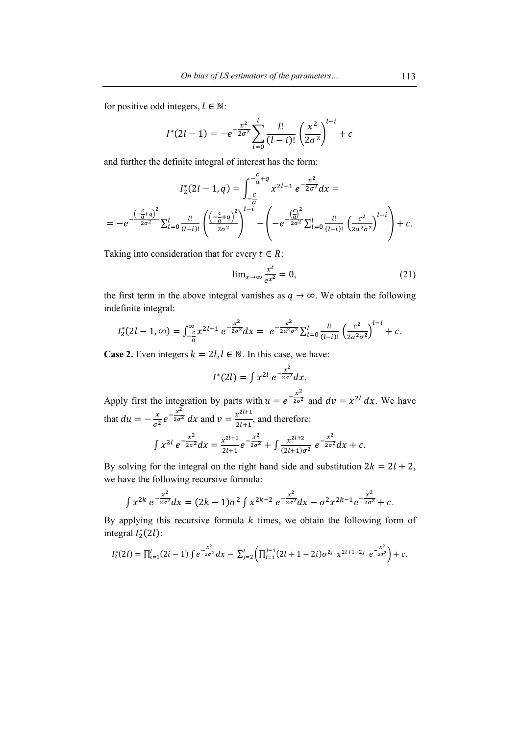for positive odd integers, $l \in \mathbb{N}$:

$$I^*(2l-1) = -e^{-\frac{x^2}{2\sigma^2}} \sum_{i=0}^{l} \frac{l!}{(l-i)!} \left(\frac{x^2}{2\sigma^2}\right)^{l-i} + c$$

and further the definite integral of interest has the form:

$$I_2^*(2l-1,q) = \int_{-\frac{c}{a}}^{-\frac{c}{a}+q} x^{2l-1}\, e^{-\frac{x^2}{2\sigma^2}} dx =$$

$$= -e^{-\frac{\left(-\frac{c}{a}+q\right)^2}{2\sigma^2}} \sum_{i=0}^{l} \frac{l!}{(l-i)!} \left(\frac{\left(-\frac{c}{a}+q\right)^2}{2\sigma^2}\right)^{l-i} - \left(-e^{-\frac{\left(\frac{c}{a}\right)^2}{2\sigma^2}} \sum_{i=0}^{l} \frac{l!}{(l-i)!} \left(\frac{c^2}{2a^2\sigma^2}\right)^{l-i}\right) + c.$$

Taking into consideration that for every $t \in R$:

$$\lim_{x\to\infty} \frac{x^t}{e^{x^2}} = 0, \tag{21}$$

the first term in the above integral vanishes as $q \to \infty$. We obtain the following indefinite integral:

$$I_2^*(2l-1,\infty) = \int_{-\frac{c}{a}}^{\infty} x^{2l-1}\, e^{-\frac{x^2}{2\sigma^2}} dx = e^{-\frac{c^2}{2a^2\sigma^2}} \sum_{i=0}^{l} \frac{l!}{(l-i)!} \left(\frac{c^2}{2a^2\sigma^2}\right)^{l-i} + c.$$

**Case 2.** Even integers $k = 2l, l \in \mathbb{N}$. In this case, we have:

$$I^*(2l) = \int x^{2l}\, e^{-\frac{x^2}{2\sigma^2}} dx.$$

Apply first the integration by parts with $u = e^{-\frac{x^2}{2\sigma^2}}$ and $dv = x^{2l}\,dx$. We have that $du = -\frac{x}{\sigma^2} e^{-\frac{x^2}{2\sigma^2}}\,dx$ and $v = \frac{x^{2l+1}}{2l+1}$, and therefore:

$$\int x^{2l}\, e^{-\frac{x^2}{2\sigma^2}} dx = \frac{x^{2l+1}}{2l+1} e^{-\frac{x^2}{2\sigma^2}} + \int \frac{x^{2l+2}}{(2l+1)\sigma^2}\, e^{-\frac{x^2}{2\sigma^2}} dx + c.$$

By solving for the integral on the right hand side and substitution $2k = 2l + 2$, we have the following recursive formula:

$$\int x^{2k}\, e^{-\frac{x^2}{2\sigma^2}} dx = (2k-1)\sigma^2 \int x^{2k-2}\, e^{-\frac{x^2}{2\sigma^2}} dx - \sigma^2 x^{2k-1} e^{-\frac{x^2}{2\sigma^2}} + c.$$

By applying this recursive formula $k$ times, we obtain the following form of integral $I_2^*(2l)$:

$$I_2^*(2l) = \prod_{i=1}^{l}(2i-1) \int e^{-\frac{x^2}{2\sigma^2}} dx - \sum_{j=2}^{l} \left( \prod_{i=1}^{j-1} (2l+1-2i)\sigma^{2j}\ x^{2l+1-2j}\ e^{-\frac{x^2}{2\sigma^2}} \right) + c.$$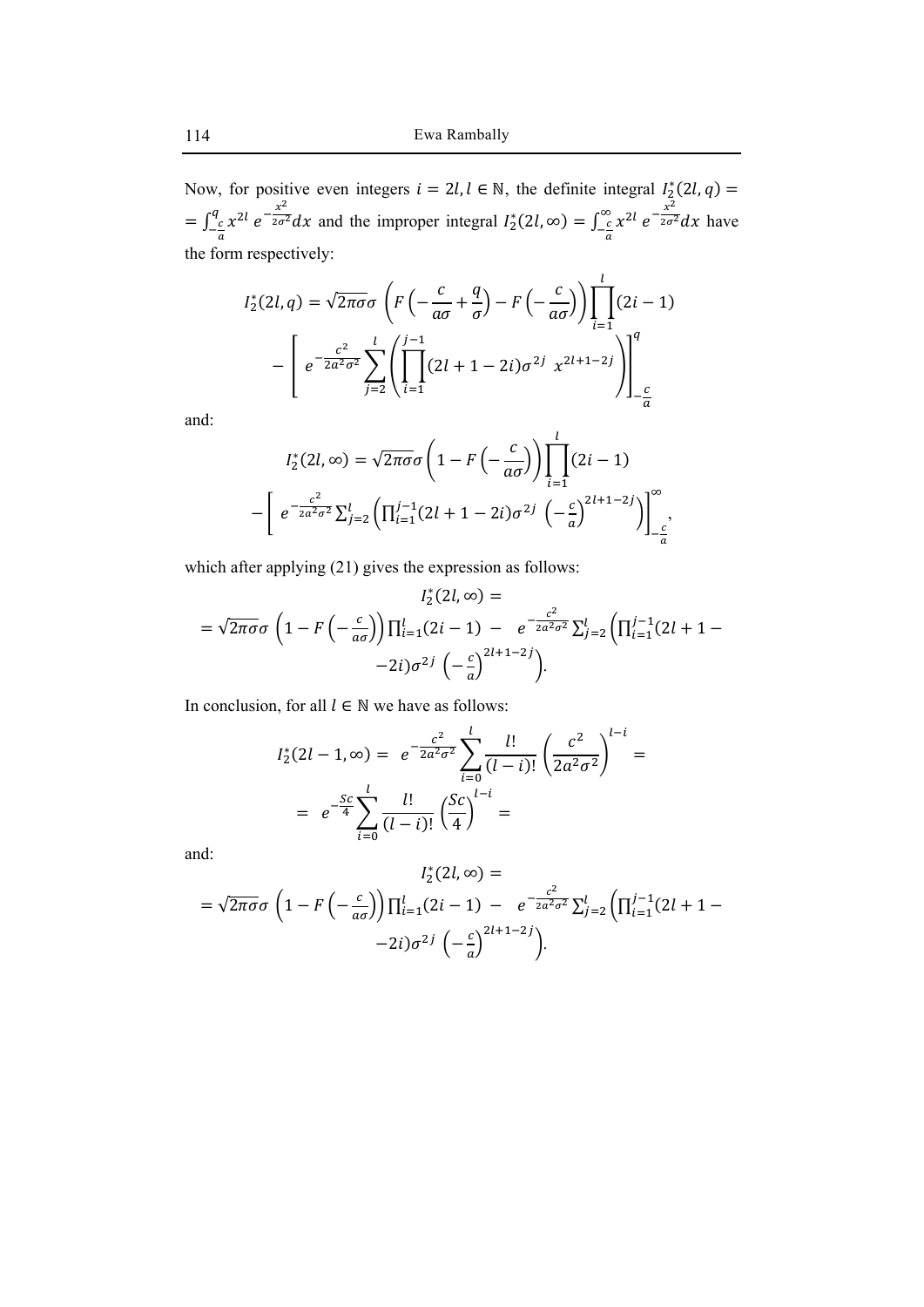Now, for positive even integers $i = 2l, l \in \mathbb{N}$, the definite integral $I_2^*(2l, q) = = \int_{-\frac{c}{a}}^{q} x^{2l} \, e^{-\frac{x^2}{2\sigma^2}} dx$ and the improper integral $I_2^*(2l, \infty) = \int_{-\frac{c}{a}}^{\infty} x^{2l} \, e^{-\frac{x^2}{2\sigma^2}} dx$ have the form respectively:

$$I_2^*(2l, q) = \sqrt{2\pi}\sigma\sigma \left( F\left(-\frac{c}{a\sigma} + \frac{q}{\sigma}\right) - F\left(-\frac{c}{a\sigma}\right) \right) \prod_{i=1}^{l} (2i - 1)$$
$$- \left[ e^{-\frac{c^2}{2a^2\sigma^2}} \sum_{j=2}^{l} \left( \prod_{i=1}^{j-1} (2l + 1 - 2i) \sigma^{2j} \; x^{2l+1-2j} \right) \right]_{-\frac{c}{a}}^{q}$$

and:

$$I_2^*(2l, \infty) = \sqrt{2\pi}\sigma\sigma \left( 1 - F\left(-\frac{c}{a\sigma}\right) \right) \prod_{i=1}^{l} (2i - 1)$$
$$- \left[ e^{-\frac{c^2}{2a^2\sigma^2}} \sum_{j=2}^{l} \left( \prod_{i=1}^{j-1} (2l + 1 - 2i) \sigma^{2j} \left(-\frac{c}{a}\right)^{2l+1-2j} \right) \right]_{-\frac{c}{a}}^{\infty},$$

which after applying (21) gives the expression as follows:

$$I_2^*(2l, \infty) =$$
$$= \sqrt{2\pi}\sigma\sigma \left( 1 - F\left(-\frac{c}{a\sigma}\right) \right) \prod_{i=1}^{l} (2i - 1) - e^{-\frac{c^2}{2a^2\sigma^2}} \sum_{j=2}^{l} \left( \prod_{i=1}^{j-1} (2l + 1 - 2i) \sigma^{2j} \left(-\frac{c}{a}\right)^{2l+1-2j} \right).$$

In conclusion, for all $l \in \mathbb{N}$ we have as follows:

$$I_2^*(2l - 1, \infty) = e^{-\frac{c^2}{2a^2\sigma^2}} \sum_{i=0}^{l} \frac{l!}{(l-i)!} \left( \frac{c^2}{2a^2\sigma^2} \right)^{l-i} =$$
$$= e^{-\frac{Sc}{4}} \sum_{i=0}^{l} \frac{l!}{(l-i)!} \left( \frac{Sc}{4} \right)^{l-i} =$$

and:

$$I_2^*(2l, \infty) =$$
$$= \sqrt{2\pi}\sigma\sigma \left( 1 - F\left(-\frac{c}{a\sigma}\right) \right) \prod_{i=1}^{l} (2i - 1) - e^{-\frac{c^2}{2a^2\sigma^2}} \sum_{j=2}^{l} \left( \prod_{i=1}^{j-1} (2l + 1 - 2i) \sigma^{2j} \left(-\frac{c}{a}\right)^{2l+1-2j} \right).$$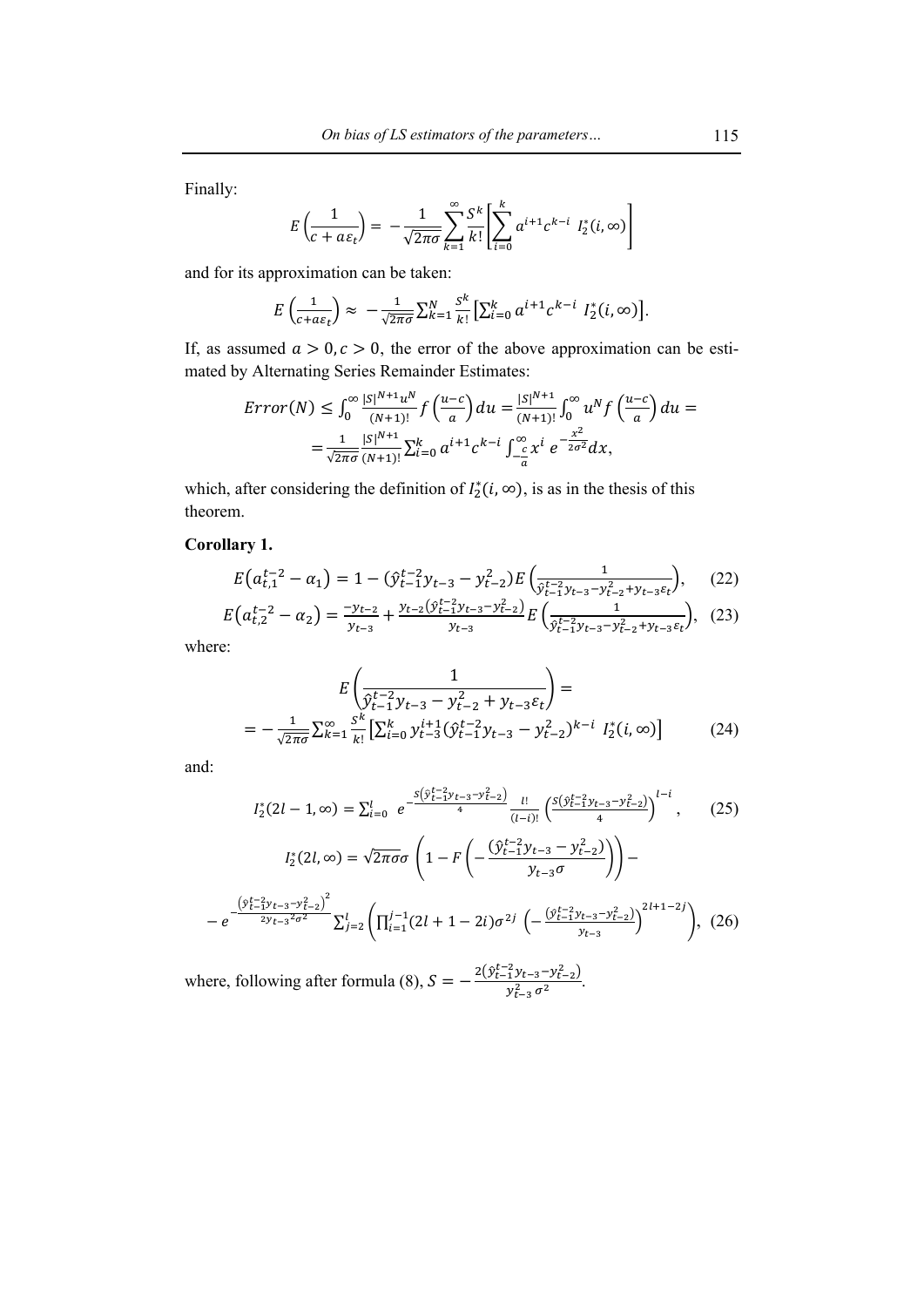Finally:

$$E\left(\frac{1}{c + a\varepsilon_t}\right) = -\frac{1}{\sqrt{2\pi}\sigma}\sum_{k=1}^{\infty}\frac{S^k}{k!}\left[\sum_{i=0}^{k} a^{i+1}c^{k-i}\ I_2^*(i,\infty)\right]$$

and for its approximation can be taken:

$$E\left(\frac{1}{c+a\varepsilon_t}\right) \approx -\frac{1}{\sqrt{2\pi}\sigma}\sum_{k=1}^{N}\frac{S^k}{k!}\left[\sum_{i=0}^{k} a^{i+1}c^{k-i}\ I_2^*(i,\infty)\right].$$

If, as assumed $a > 0, c > 0$, the error of the above approximation can be estimated by Alternating Series Remainder Estimates:

$$Error(N) \leq \int_0^{\infty}\frac{|S|^{N+1}u^N}{(N+1)!} f\left(\frac{u-c}{a}\right)du = \frac{|S|^{N+1}}{(N+1)!}\int_0^{\infty} u^N f\left(\frac{u-c}{a}\right)du =$$
$$= \frac{1}{\sqrt{2\pi}\sigma}\frac{|S|^{N+1}}{(N+1)!}\sum_{i=0}^{k} a^{i+1}c^{k-i}\int_{-\frac{c}{a}}^{\infty} x^i\ e^{-\frac{x^2}{2\sigma^2}}dx,$$

which, after considering the definition of $I_2^*(i,\infty)$, is as in the thesis of this theorem.

**Corollary 1.**

$$E\left(a_{t,1}^{t-2} - \alpha_1\right) = 1 - (\hat{y}_{t-1}^{t-2}y_{t-3} - y_{t-2}^2)E\left(\frac{1}{\hat{y}_{t-1}^{t-2}y_{t-3} - y_{t-2}^2 + y_{t-3}\varepsilon_t}\right), \quad (22)$$

$$E\left(a_{t,2}^{t-2} - \alpha_2\right) = \frac{-y_{t-2}}{y_{t-3}} + \frac{y_{t-2}(\hat{y}_{t-1}^{t-2}y_{t-3} - y_{t-2}^2)}{y_{t-3}}E\left(\frac{1}{\hat{y}_{t-1}^{t-2}y_{t-3} - y_{t-2}^2 + y_{t-3}\varepsilon_t}\right), \quad (23)$$

where:

$$E\left(\frac{1}{\hat{y}_{t-1}^{t-2}y_{t-3} - y_{t-2}^2 + y_{t-3}\varepsilon_t}\right) =$$
$$= -\frac{1}{\sqrt{2\pi}\sigma}\sum_{k=1}^{\infty}\frac{S^k}{k!}\left[\sum_{i=0}^{k} y_{t-3}^{i+1}(\hat{y}_{t-1}^{t-2}y_{t-3} - y_{t-2}^2)^{k-i}\ I_2^*(i,\infty)\right] \quad (24)$$

and:

$$I_2^*(2l-1,\infty) = \sum_{i=0}^{l} e^{-\frac{S(\hat{y}_{t-1}^{t-2}y_{t-3} - y_{t-2}^2)}{4}}\frac{l!}{(l-i)!}\left(\frac{S(\hat{y}_{t-1}^{t-2}y_{t-3} - y_{t-2}^2)}{4}\right)^{l-i}, \quad (25)$$

$$I_2^*(2l,\infty) = \sqrt{2\pi}\sigma\sigma\left(1 - F\left(-\frac{(\hat{y}_{t-1}^{t-2}y_{t-3} - y_{t-2}^2)}{y_{t-3}\sigma}\right)\right) -$$
$$- e^{-\frac{\left(\hat{y}_{t-1}^{t-2}y_{t-3} - y_{t-2}^2\right)^2}{2y_{t-3}{}^2\sigma^2}}\sum_{j=2}^{l}\left(\prod_{i=1}^{j-1}(2l+1-2i)\sigma^{2j}\left(-\frac{(\hat{y}_{t-1}^{t-2}y_{t-3} - y_{t-2}^2)}{y_{t-3}}\right)^{2l+1-2j}\right), \quad (26)$$

where, following after formula (8), $S = -\frac{2(\hat{y}_{t-1}^{t-2}y_{t-3} - y_{t-2}^2)}{y_{t-3}^2\sigma^2}$.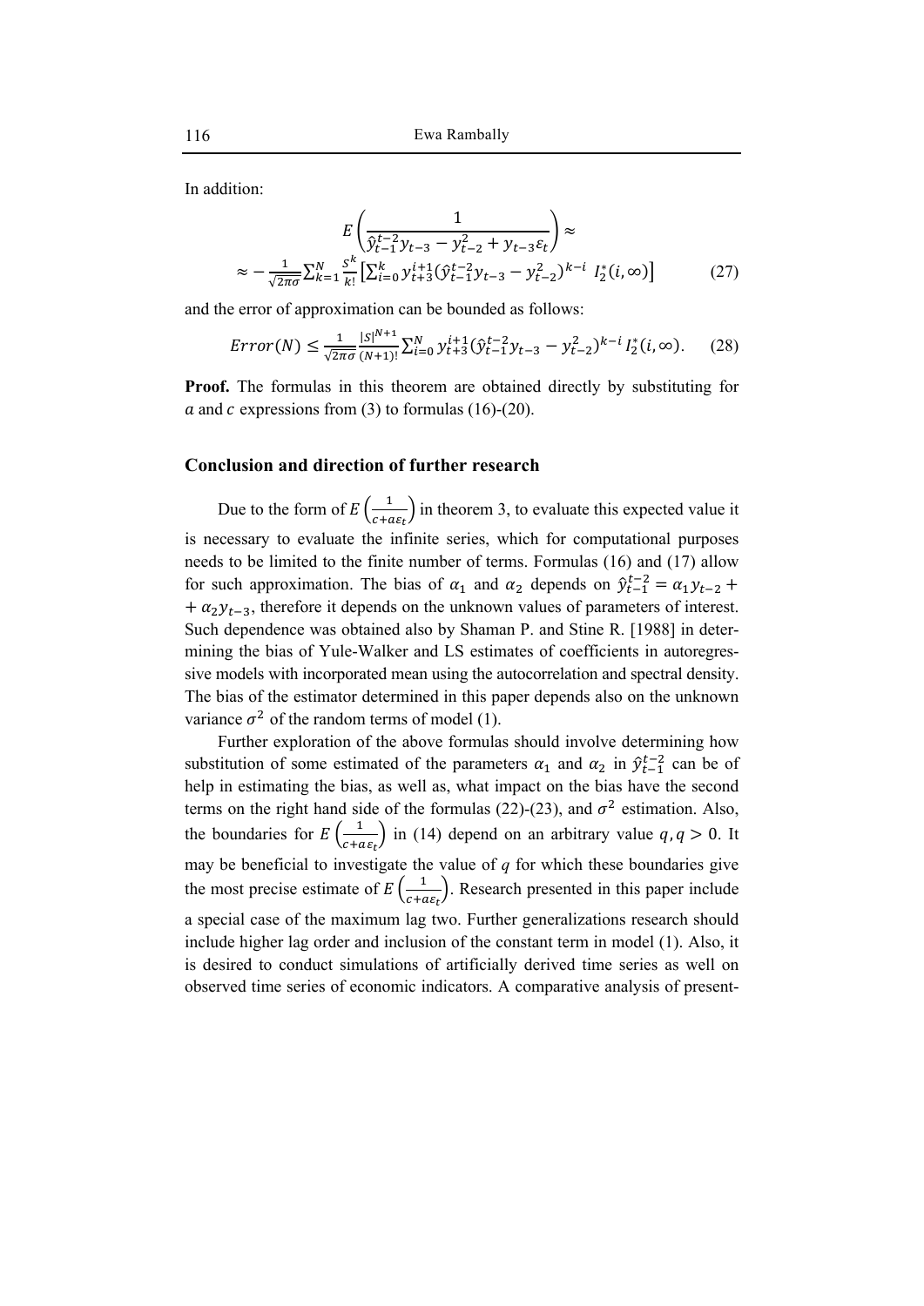In addition:

$$E\left(\frac{1}{\hat{y}_{t-1}^{t-2} y_{t-3} - y_{t-2}^2 + y_{t-3}\varepsilon_t}\right) \approx$$

$$\approx -\frac{1}{\sqrt{2\pi}\sigma}\sum_{k=1}^{N}\frac{s^k}{k!}\left[\sum_{i=0}^{k} y_{t+3}^{i+1}\left(\hat{y}_{t-1}^{t-2} y_{t-3} - y_{t-2}^2\right)^{k-i}\ I_2^*(i,\infty)\right] \tag{27}$$

and the error of approximation can be bounded as follows:

$$Error(N) \le \frac{1}{\sqrt{2\pi}\sigma}\frac{|S|^{N+1}}{(N+1)!}\sum_{i=0}^{N} y_{t+3}^{i+1}\left(\hat{y}_{t-1}^{t-2} y_{t-3} - y_{t-2}^2\right)^{k-i} I_2^*(i,\infty). \tag{28}$$

**Proof.** The formulas in this theorem are obtained directly by substituting for $a$ and $c$ expressions from (3) to formulas (16)-(20).

## Conclusion and direction of further research

Due to the form of $E\left(\frac{1}{c+a\varepsilon_t}\right)$ in theorem 3, to evaluate this expected value it is necessary to evaluate the infinite series, which for computational purposes needs to be limited to the finite number of terms. Formulas (16) and (17) allow for such approximation. The bias of $\alpha_1$ and $\alpha_2$ depends on $\hat{y}_{t-1}^{t-2} = \alpha_1 y_{t-2} + \alpha_2 y_{t-3}$, therefore it depends on the unknown values of parameters of interest. Such dependence was obtained also by Shaman P. and Stine R. [1988] in determining the bias of Yule-Walker and LS estimates of coefficients in autoregressive models with incorporated mean using the autocorrelation and spectral density. The bias of the estimator determined in this paper depends also on the unknown variance $\sigma^2$ of the random terms of model (1).

Further exploration of the above formulas should involve determining how substitution of some estimated of the parameters $\alpha_1$ and $\alpha_2$ in $\hat{y}_{t-1}^{t-2}$ can be of help in estimating the bias, as well as, what impact on the bias have the second terms on the right hand side of the formulas (22)-(23), and $\sigma^2$ estimation. Also, the boundaries for $E\left(\frac{1}{c+a\varepsilon_t}\right)$ in (14) depend on an arbitrary value $q, q > 0$. It may be beneficial to investigate the value of *q* for which these boundaries give the most precise estimate of $E\left(\frac{1}{c+a\varepsilon_t}\right)$. Research presented in this paper include a special case of the maximum lag two. Further generalizations research should include higher lag order and inclusion of the constant term in model (1). Also, it is desired to conduct simulations of artificially derived time series as well on observed time series of economic indicators. A comparative analysis of present-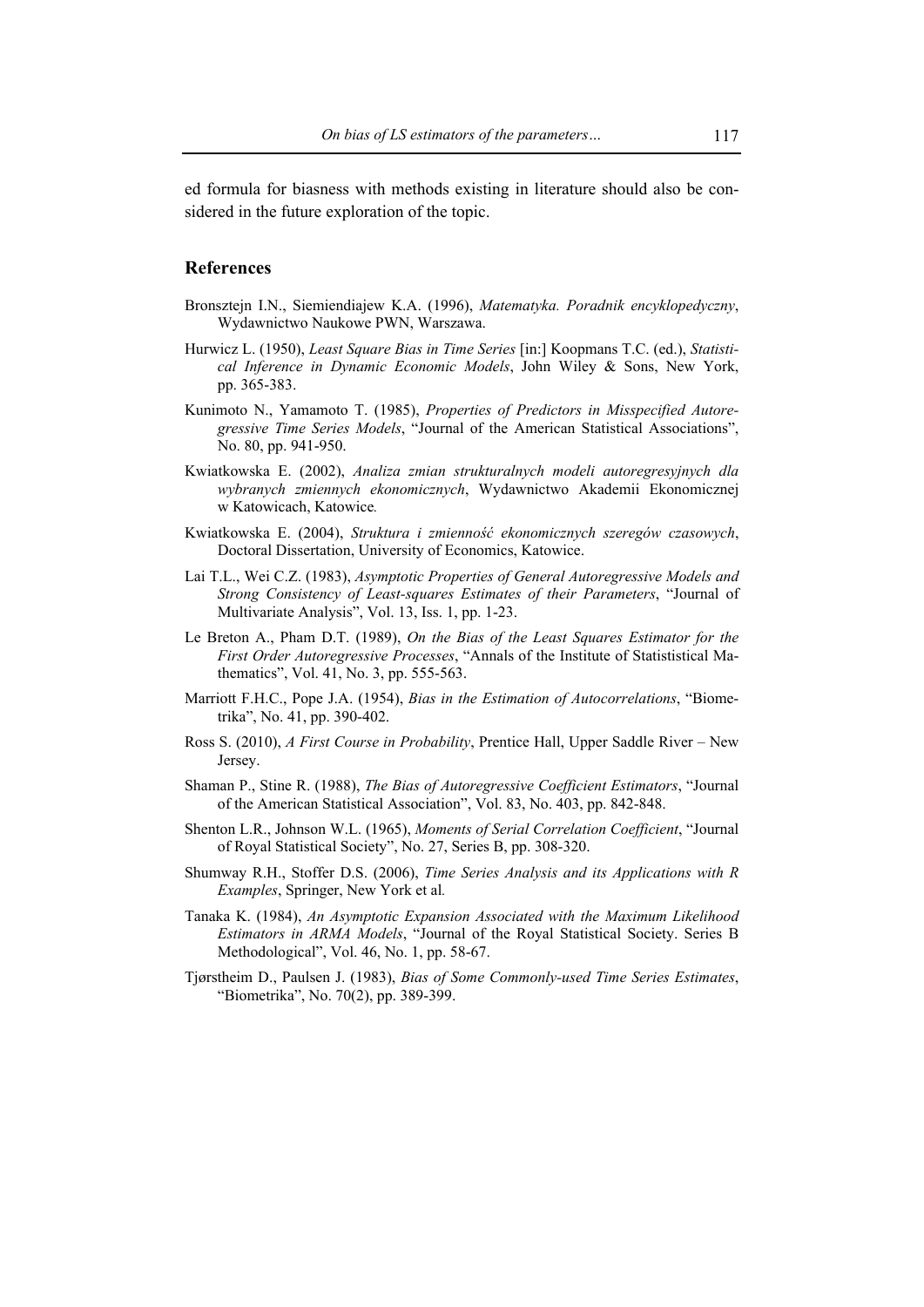ed formula for biasness with methods existing in literature should also be considered in the future exploration of the topic.

## References

Bronsztejn I.N., Siemiendiajew K.A. (1996), *Matematyka. Poradnik encyklopedyczny*, Wydawnictwo Naukowe PWN, Warszawa.

Hurwicz L. (1950), *Least Square Bias in Time Series* [in:] Koopmans T.C. (ed.), *Statistical Inference in Dynamic Economic Models*, John Wiley & Sons, New York, pp. 365-383.

Kunimoto N., Yamamoto T. (1985), *Properties of Predictors in Misspecified Autoregressive Time Series Models*, "Journal of the American Statistical Associations", No. 80, pp. 941-950.

Kwiatkowska E. (2002), *Analiza zmian strukturalnych modeli autoregresyjnych dla wybranych zmiennych ekonomicznych*, Wydawnictwo Akademii Ekonomicznej w Katowicach, Katowice.

Kwiatkowska E. (2004), *Struktura i zmienność ekonomicznych szeregów czasowych*, Doctoral Dissertation, University of Economics, Katowice.

Lai T.L., Wei C.Z. (1983), *Asymptotic Properties of General Autoregressive Models and Strong Consistency of Least-squares Estimates of their Parameters*, "Journal of Multivariate Analysis", Vol. 13, Iss. 1, pp. 1-23.

Le Breton A., Pham D.T. (1989), *On the Bias of the Least Squares Estimator for the First Order Autoregressive Processes*, "Annals of the Institute of Statististical Mathematics", Vol. 41, No. 3, pp. 555-563.

Marriott F.H.C., Pope J.A. (1954), *Bias in the Estimation of Autocorrelations*, "Biometrika", No. 41, pp. 390-402.

Ross S. (2010), *A First Course in Probability*, Prentice Hall, Upper Saddle River – New Jersey.

Shaman P., Stine R. (1988), *The Bias of Autoregressive Coefficient Estimators*, "Journal of the American Statistical Association", Vol. 83, No. 403, pp. 842-848.

Shenton L.R., Johnson W.L. (1965), *Moments of Serial Correlation Coefficient*, "Journal of Royal Statistical Society", No. 27, Series B, pp. 308-320.

Shumway R.H., Stoffer D.S. (2006), *Time Series Analysis and its Applications with R Examples*, Springer, New York et al.

Tanaka K. (1984), *An Asymptotic Expansion Associated with the Maximum Likelihood Estimators in ARMA Models*, "Journal of the Royal Statistical Society. Series B Methodological", Vol. 46, No. 1, pp. 58-67.

Tjørstheim D., Paulsen J. (1983), *Bias of Some Commonly-used Time Series Estimates*, "Biometrika", No. 70(2), pp. 389-399.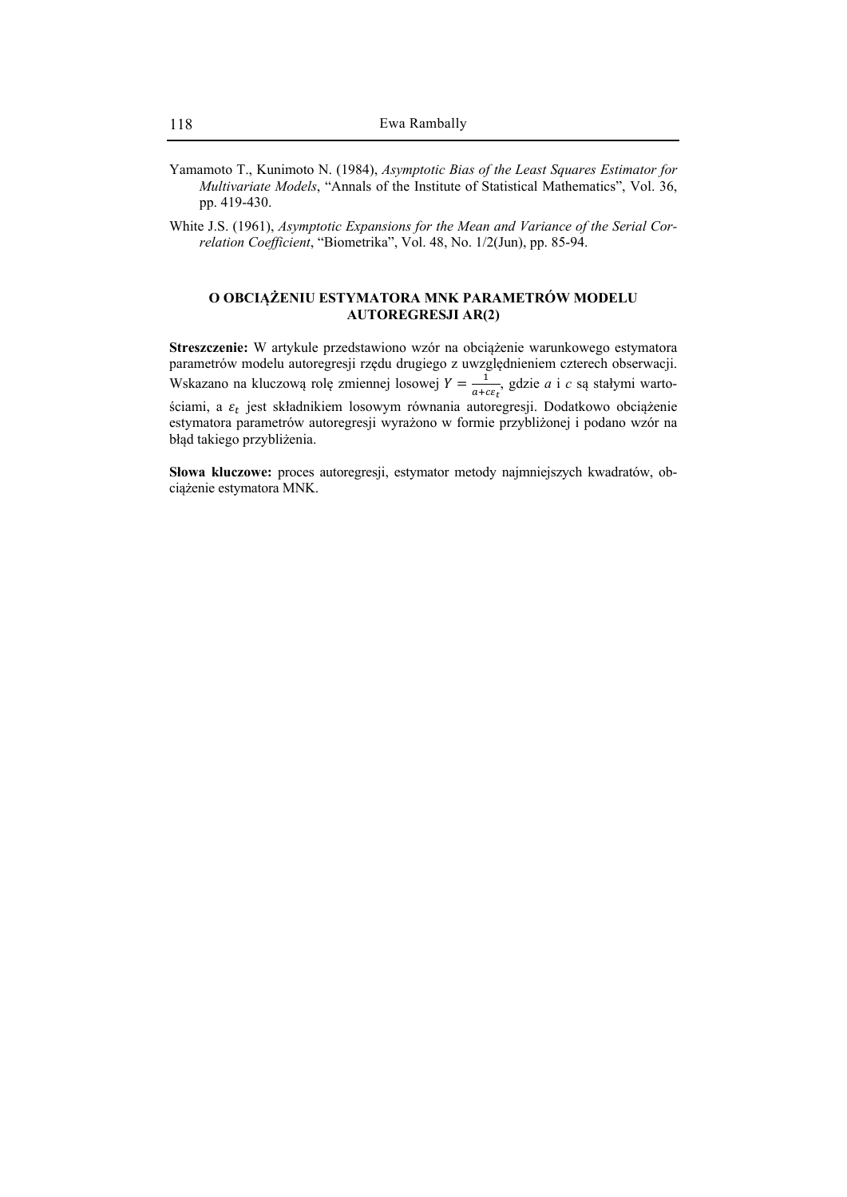Yamamoto T., Kunimoto N. (1984), *Asymptotic Bias of the Least Squares Estimator for Multivariate Models*, "Annals of the Institute of Statistical Mathematics", Vol. 36, pp. 419-430.

White J.S. (1961), *Asymptotic Expansions for the Mean and Variance of the Serial Correlation Coefficient*, "Biometrika", Vol. 48, No. 1/2(Jun), pp. 85-94.

### O OBCIĄŻENIU ESTYMATORA MNK PARAMETRÓW MODELU AUTOREGRESJI AR(2)

**Streszczenie:** W artykule przedstawiono wzór na obciążenie warunkowego estymatora parametrów modelu autoregresji rzędu drugiego z uwzględnieniem czterech obserwacji. Wskazano na kluczową rolę zmiennej losowej $Y = \frac{1}{a+c\varepsilon_t}$, gdzie *a* i *c* są stałymi wartościami, a $\varepsilon_t$ jest składnikiem losowym równania autoregresji. Dodatkowo obciążenie estymatora parametrów autoregresji wyrażono w formie przybliżonej i podano wzór na błąd takiego przybliżenia.

**Słowa kluczowe:** proces autoregresji, estymator metody najmniejszych kwadratów, obciążenie estymatora MNK.